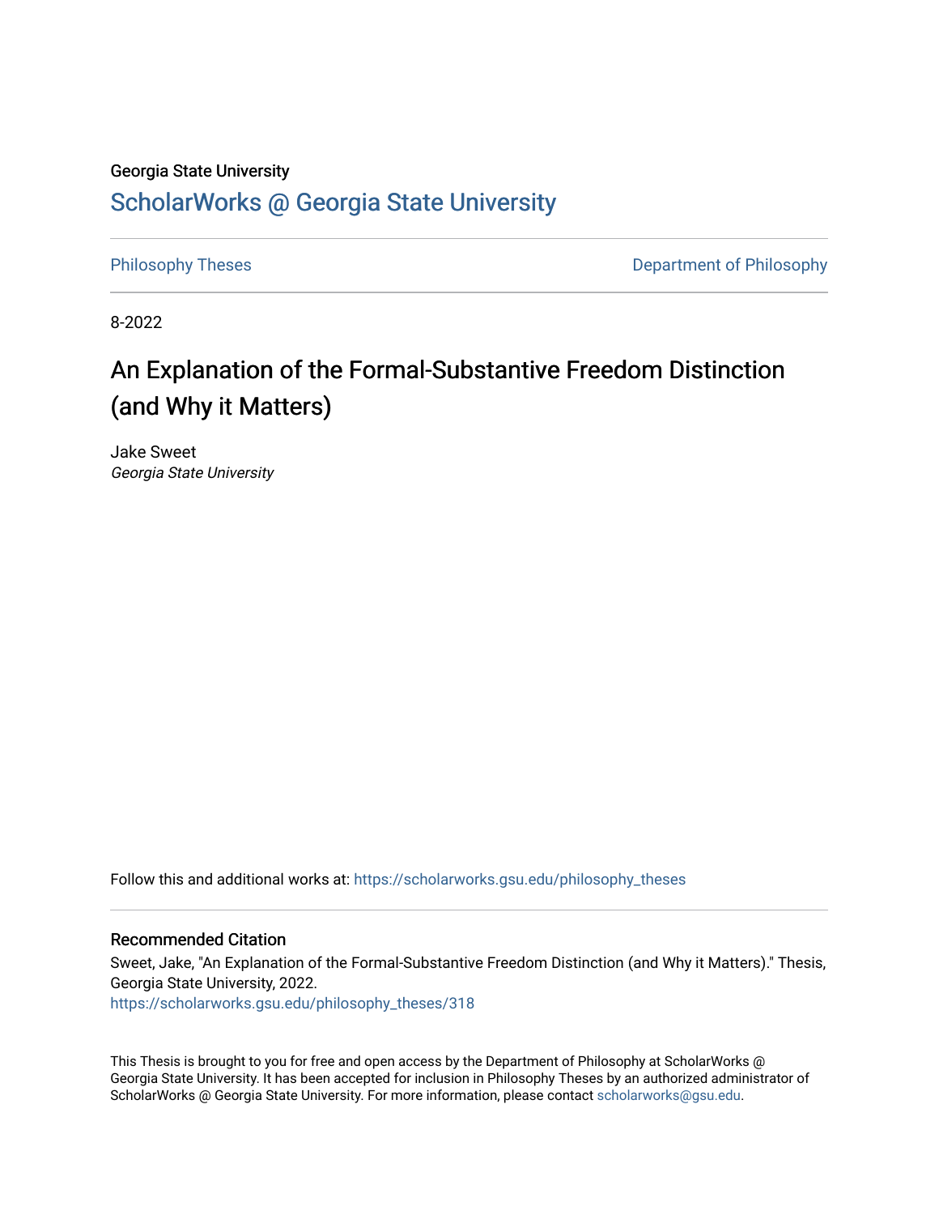Georgia State University

# ScholarWorks @ Georgia State University

Philosophy Theses | Department of Philosophy

8-2022

# An Explanation of the Formal-Substantive Freedom Distinction (and Why it Matters)

Jake Sweet
*Georgia State University*

Follow this and additional works at: https://scholarworks.gsu.edu/philosophy_theses

## Recommended Citation

Sweet, Jake, "An Explanation of the Formal-Substantive Freedom Distinction (and Why it Matters)." Thesis, Georgia State University, 2022.
https://scholarworks.gsu.edu/philosophy_theses/318

This Thesis is brought to you for free and open access by the Department of Philosophy at ScholarWorks @ Georgia State University. It has been accepted for inclusion in Philosophy Theses by an authorized administrator of ScholarWorks @ Georgia State University. For more information, please contact scholarworks@gsu.edu.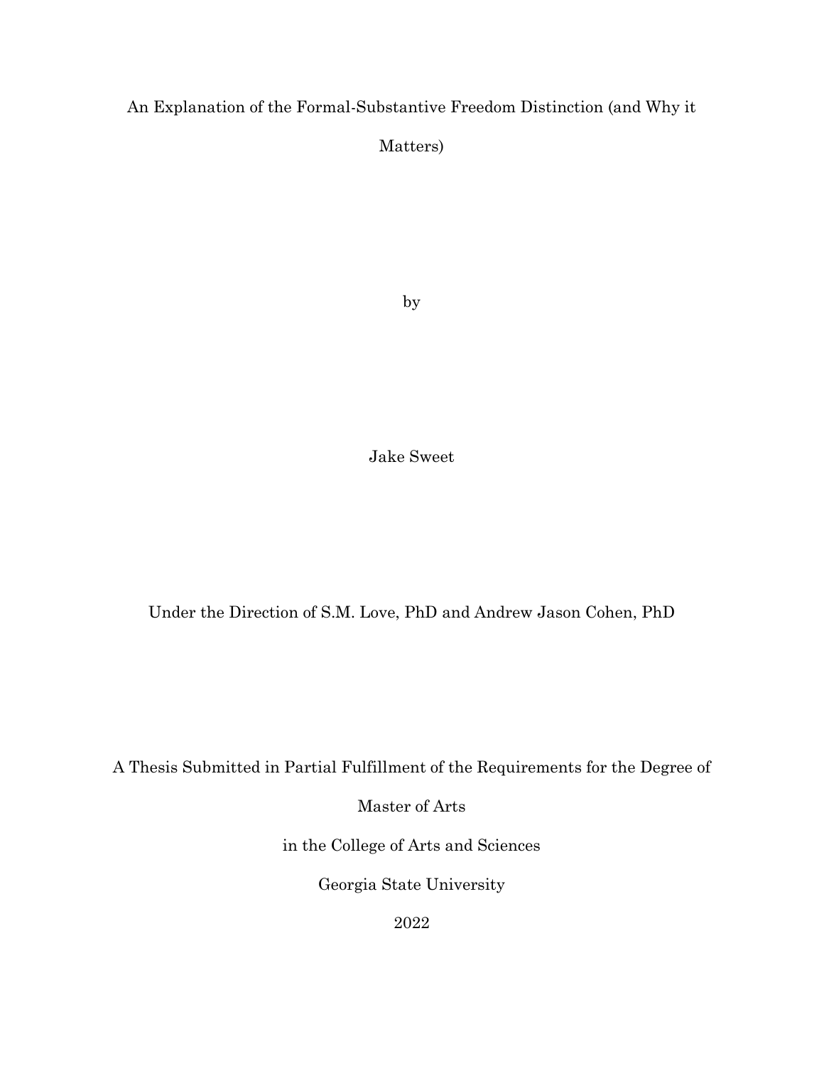# An Explanation of the Formal-Substantive Freedom Distinction (and Why it Matters)

by

Jake Sweet

Under the Direction of S.M. Love, PhD and Andrew Jason Cohen, PhD

A Thesis Submitted in Partial Fulfillment of the Requirements for the Degree of

Master of Arts

in the College of Arts and Sciences

Georgia State University

2022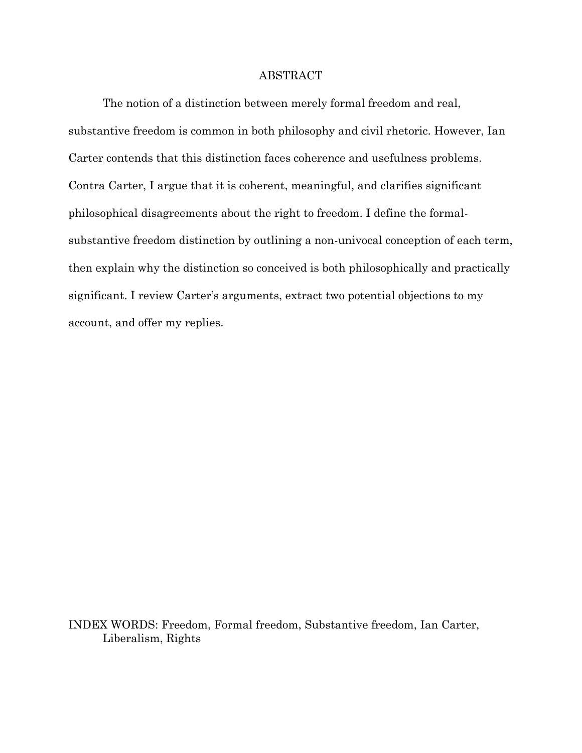# ABSTRACT

The notion of a distinction between merely formal freedom and real, substantive freedom is common in both philosophy and civil rhetoric. However, Ian Carter contends that this distinction faces coherence and usefulness problems. Contra Carter, I argue that it is coherent, meaningful, and clarifies significant philosophical disagreements about the right to freedom. I define the formal-substantive freedom distinction by outlining a non-univocal conception of each term, then explain why the distinction so conceived is both philosophically and practically significant. I review Carter's arguments, extract two potential objections to my account, and offer my replies.

INDEX WORDS: Freedom, Formal freedom, Substantive freedom, Ian Carter, Liberalism, Rights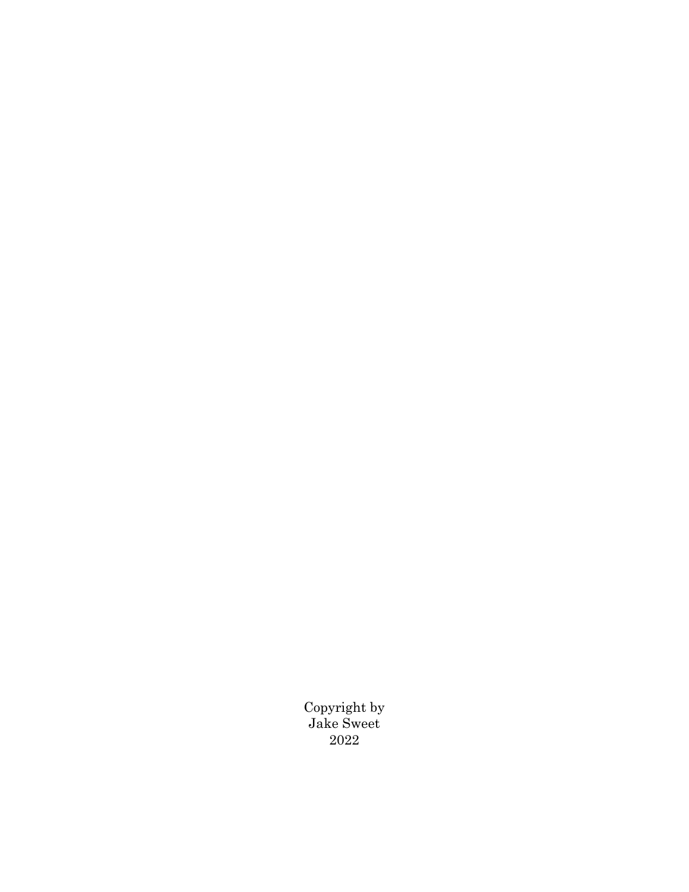Copyright by
Jake Sweet
2022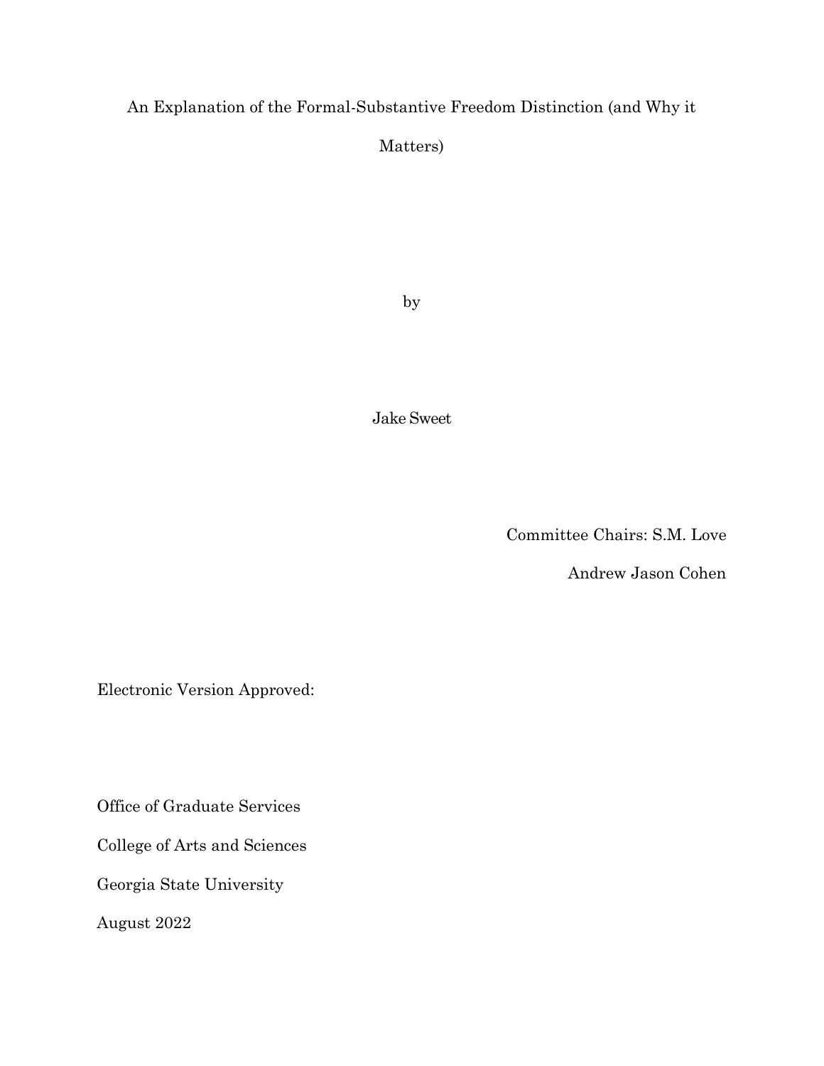An Explanation of the Formal-Substantive Freedom Distinction (and Why it Matters)

by

Jake Sweet

Committee Chairs: S.M. Love

Andrew Jason Cohen

Electronic Version Approved:

Office of Graduate Services

College of Arts and Sciences

Georgia State University

August 2022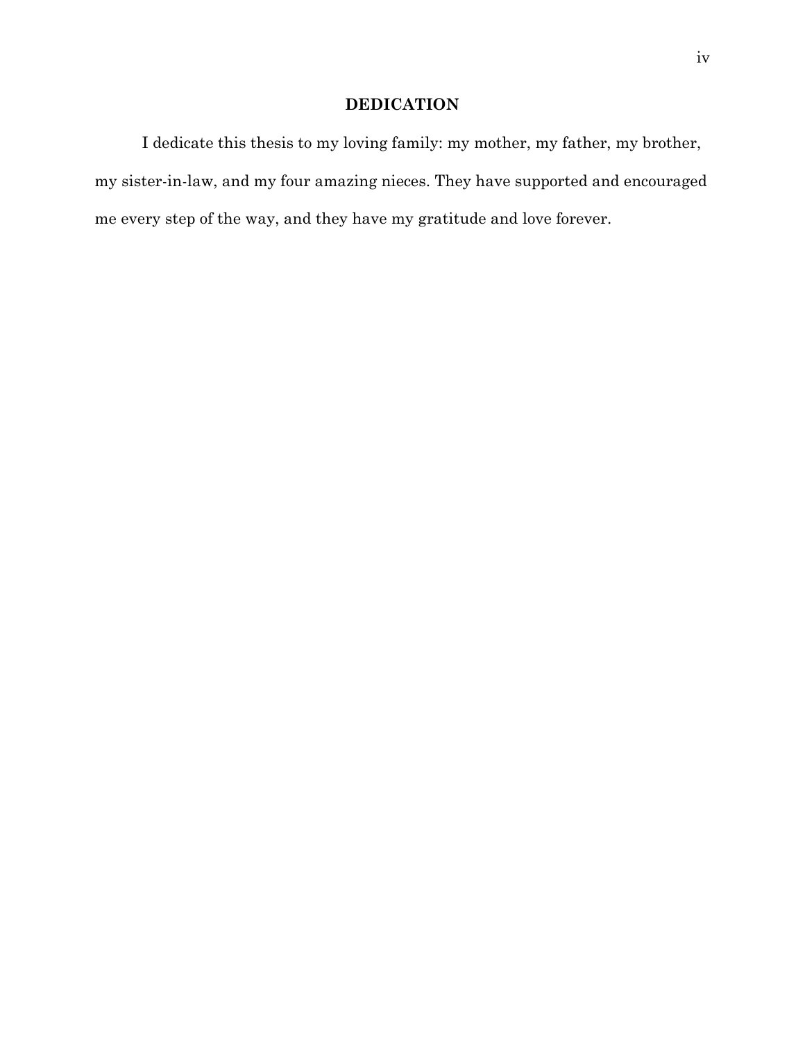# DEDICATION

I dedicate this thesis to my loving family: my mother, my father, my brother, my sister-in-law, and my four amazing nieces. They have supported and encouraged me every step of the way, and they have my gratitude and love forever.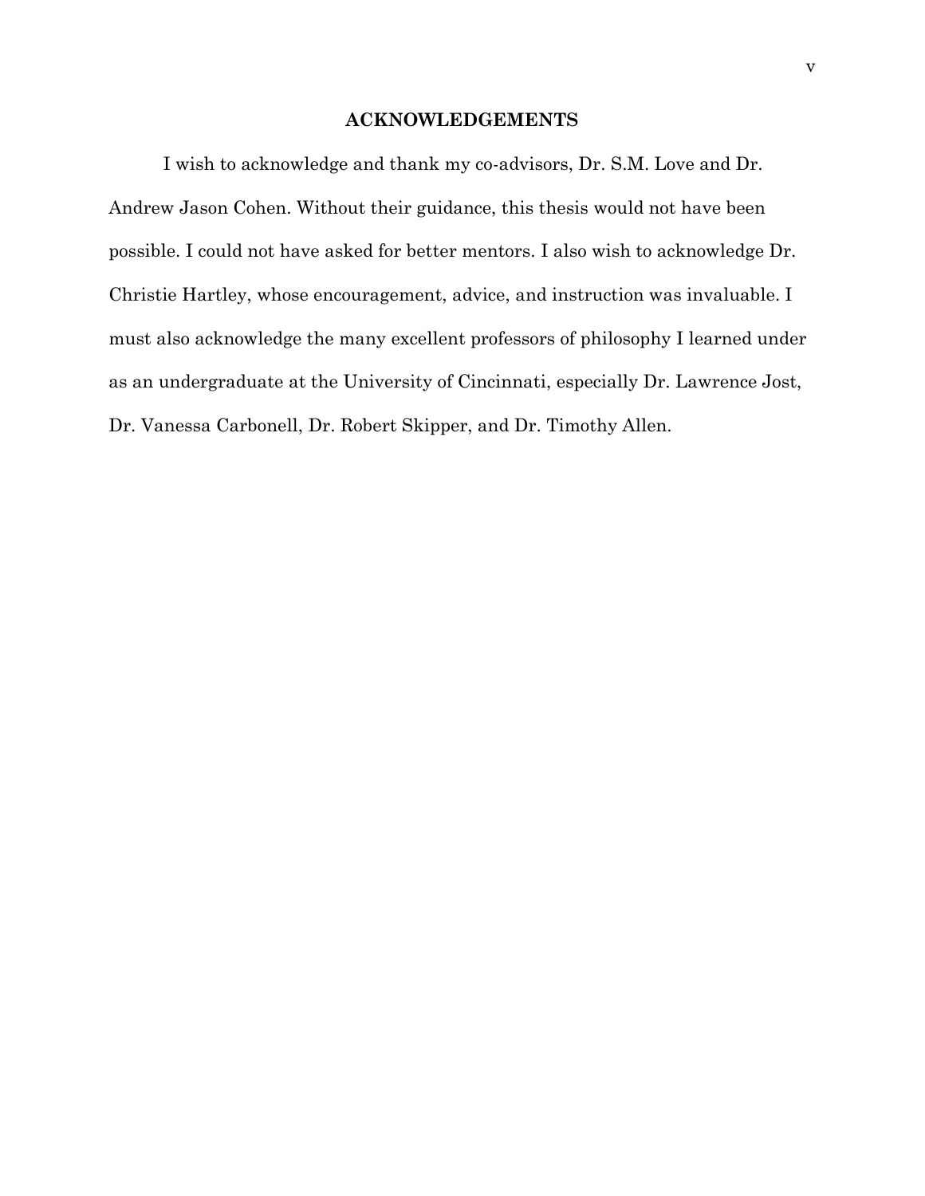## ACKNOWLEDGEMENTS

I wish to acknowledge and thank my co-advisors, Dr. S.M. Love and Dr. Andrew Jason Cohen. Without their guidance, this thesis would not have been possible. I could not have asked for better mentors. I also wish to acknowledge Dr. Christie Hartley, whose encouragement, advice, and instruction was invaluable. I must also acknowledge the many excellent professors of philosophy I learned under as an undergraduate at the University of Cincinnati, especially Dr. Lawrence Jost, Dr. Vanessa Carbonell, Dr. Robert Skipper, and Dr. Timothy Allen.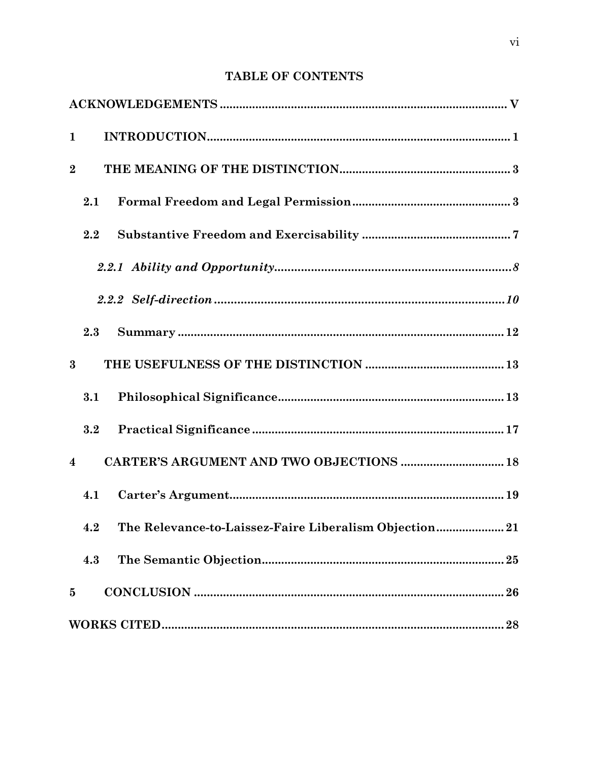# TABLE OF CONTENTS

**ACKNOWLEDGEMENTS .......... V**

**1 INTRODUCTION .......... 1**

**2 THE MEANING OF THE DISTINCTION .......... 3**

**2.1 Formal Freedom and Legal Permission .......... 3**

**2.2 Substantive Freedom and Exercisability .......... 7**

***2.2.1 Ability and Opportunity .......... 8***

***2.2.2 Self-direction .......... 10***

**2.3 Summary .......... 12**

**3 THE USEFULNESS OF THE DISTINCTION .......... 13**

**3.1 Philosophical Significance .......... 13**

**3.2 Practical Significance .......... 17**

**4 CARTER'S ARGUMENT AND TWO OBJECTIONS .......... 18**

**4.1 Carter's Argument .......... 19**

**4.2 The Relevance-to-Laissez-Faire Liberalism Objection .......... 21**

**4.3 The Semantic Objection .......... 25**

**5 CONCLUSION .......... 26**

**WORKS CITED .......... 28**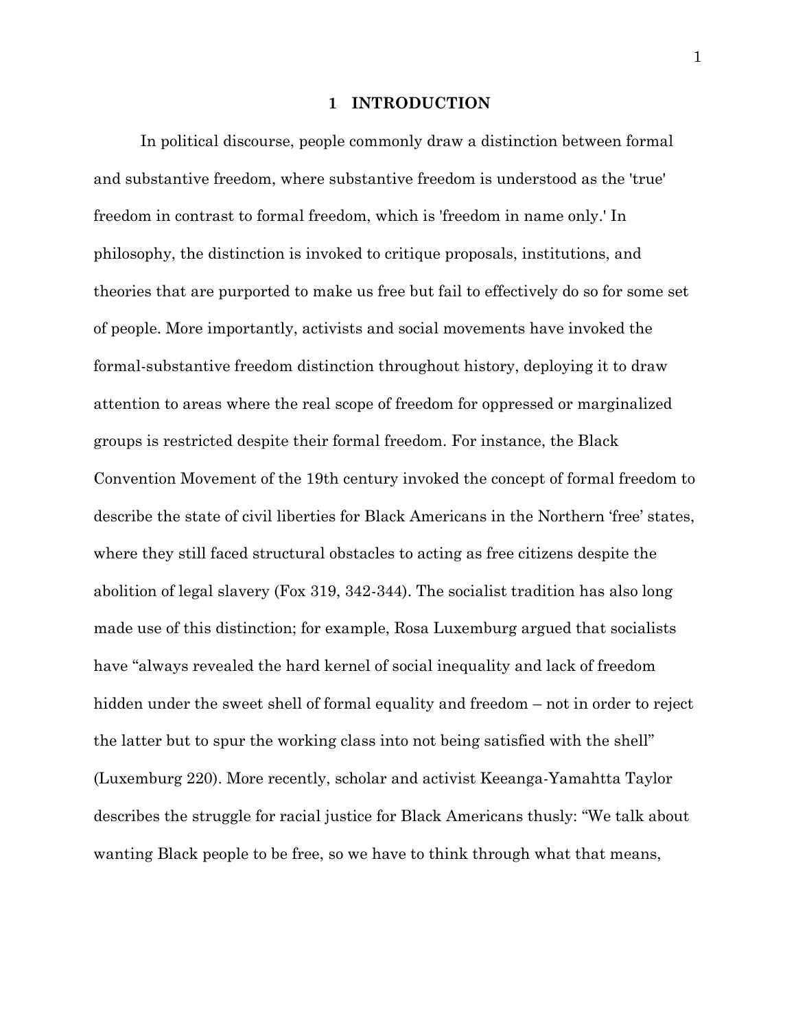# 1 INTRODUCTION

In political discourse, people commonly draw a distinction between formal and substantive freedom, where substantive freedom is understood as the 'true' freedom in contrast to formal freedom, which is 'freedom in name only.' In philosophy, the distinction is invoked to critique proposals, institutions, and theories that are purported to make us free but fail to effectively do so for some set of people. More importantly, activists and social movements have invoked the formal-substantive freedom distinction throughout history, deploying it to draw attention to areas where the real scope of freedom for oppressed or marginalized groups is restricted despite their formal freedom. For instance, the Black Convention Movement of the 19th century invoked the concept of formal freedom to describe the state of civil liberties for Black Americans in the Northern 'free' states, where they still faced structural obstacles to acting as free citizens despite the abolition of legal slavery (Fox 319, 342-344). The socialist tradition has also long made use of this distinction; for example, Rosa Luxemburg argued that socialists have "always revealed the hard kernel of social inequality and lack of freedom hidden under the sweet shell of formal equality and freedom – not in order to reject the latter but to spur the working class into not being satisfied with the shell" (Luxemburg 220). More recently, scholar and activist Keeanga-Yamahtta Taylor describes the struggle for racial justice for Black Americans thusly: "We talk about wanting Black people to be free, so we have to think through what that means,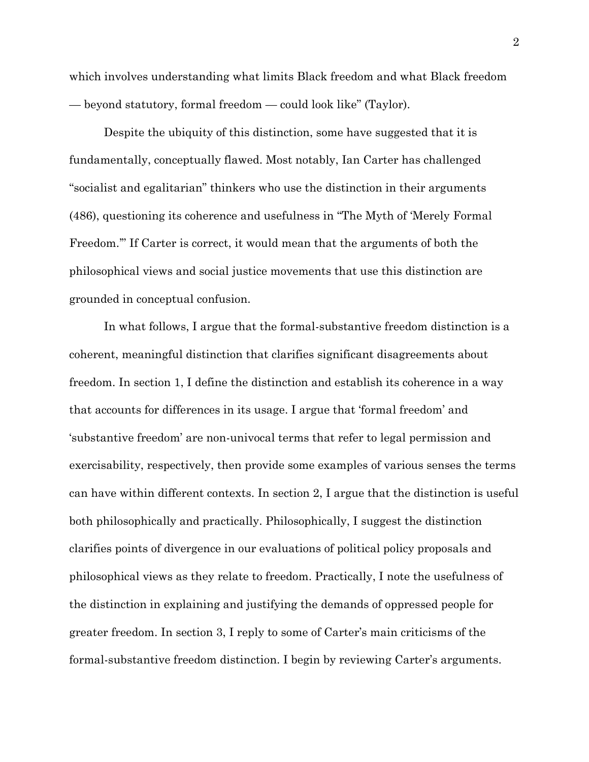which involves understanding what limits Black freedom and what Black freedom — beyond statutory, formal freedom — could look like" (Taylor).

Despite the ubiquity of this distinction, some have suggested that it is fundamentally, conceptually flawed. Most notably, Ian Carter has challenged "socialist and egalitarian" thinkers who use the distinction in their arguments (486), questioning its coherence and usefulness in "The Myth of 'Merely Formal Freedom.'" If Carter is correct, it would mean that the arguments of both the philosophical views and social justice movements that use this distinction are grounded in conceptual confusion.

In what follows, I argue that the formal-substantive freedom distinction is a coherent, meaningful distinction that clarifies significant disagreements about freedom. In section 1, I define the distinction and establish its coherence in a way that accounts for differences in its usage. I argue that 'formal freedom' and 'substantive freedom' are non-univocal terms that refer to legal permission and exercisability, respectively, then provide some examples of various senses the terms can have within different contexts. In section 2, I argue that the distinction is useful both philosophically and practically. Philosophically, I suggest the distinction clarifies points of divergence in our evaluations of political policy proposals and philosophical views as they relate to freedom. Practically, I note the usefulness of the distinction in explaining and justifying the demands of oppressed people for greater freedom. In section 3, I reply to some of Carter's main criticisms of the formal-substantive freedom distinction. I begin by reviewing Carter's arguments.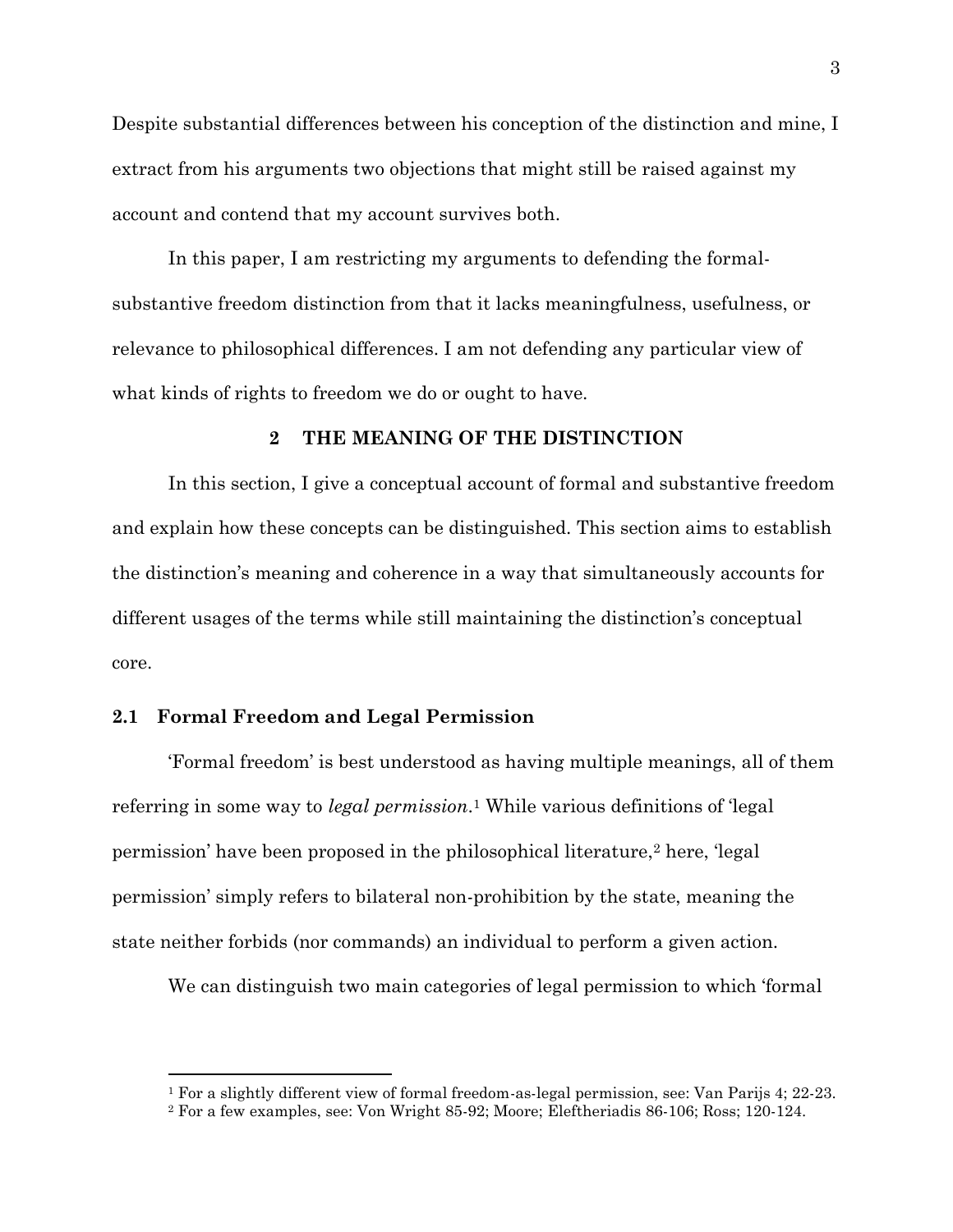Despite substantial differences between his conception of the distinction and mine, I extract from his arguments two objections that might still be raised against my account and contend that my account survives both.

In this paper, I am restricting my arguments to defending the formal-substantive freedom distinction from that it lacks meaningfulness, usefulness, or relevance to philosophical differences. I am not defending any particular view of what kinds of rights to freedom we do or ought to have.

## 2 THE MEANING OF THE DISTINCTION

In this section, I give a conceptual account of formal and substantive freedom and explain how these concepts can be distinguished. This section aims to establish the distinction's meaning and coherence in a way that simultaneously accounts for different usages of the terms while still maintaining the distinction's conceptual core.

### 2.1 Formal Freedom and Legal Permission

'Formal freedom' is best understood as having multiple meanings, all of them referring in some way to *legal permission*.[1] While various definitions of 'legal permission' have been proposed in the philosophical literature,[2] here, 'legal permission' simply refers to bilateral non-prohibition by the state, meaning the state neither forbids (nor commands) an individual to perform a given action.

We can distinguish two main categories of legal permission to which 'formal

---

[1] For a slightly different view of formal freedom-as-legal permission, see: Van Parijs 4; 22-23.

[2] For a few examples, see: Von Wright 85-92; Moore; Eleftheriadis 86-106; Ross; 120-124.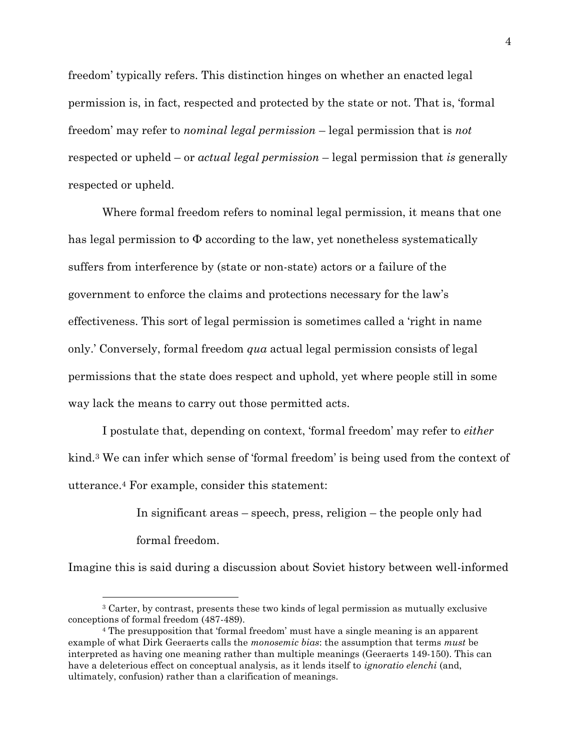freedom' typically refers. This distinction hinges on whether an enacted legal permission is, in fact, respected and protected by the state or not. That is, 'formal freedom' may refer to *nominal legal permission* – legal permission that is *not* respected or upheld – or *actual legal permission* – legal permission that *is* generally respected or upheld.

Where formal freedom refers to nominal legal permission, it means that one has legal permission to $\Phi$ according to the law, yet nonetheless systematically suffers from interference by (state or non-state) actors or a failure of the government to enforce the claims and protections necessary for the law's effectiveness. This sort of legal permission is sometimes called a 'right in name only.' Conversely, formal freedom *qua* actual legal permission consists of legal permissions that the state does respect and uphold, yet where people still in some way lack the means to carry out those permitted acts.

I postulate that, depending on context, 'formal freedom' may refer to *either* kind.[3] We can infer which sense of 'formal freedom' is being used from the context of utterance.[4] For example, consider this statement:

> In significant areas – speech, press, religion – the people only had formal freedom.

Imagine this is said during a discussion about Soviet history between well-informed

---

[3] Carter, by contrast, presents these two kinds of legal permission as mutually exclusive conceptions of formal freedom (487-489).

[4] The presupposition that 'formal freedom' must have a single meaning is an apparent example of what Dirk Geeraerts calls the *monosemic bias*: the assumption that terms *must* be interpreted as having one meaning rather than multiple meanings (Geeraerts 149-150). This can have a deleterious effect on conceptual analysis, as it lends itself to *ignoratio elenchi* (and, ultimately, confusion) rather than a clarification of meanings.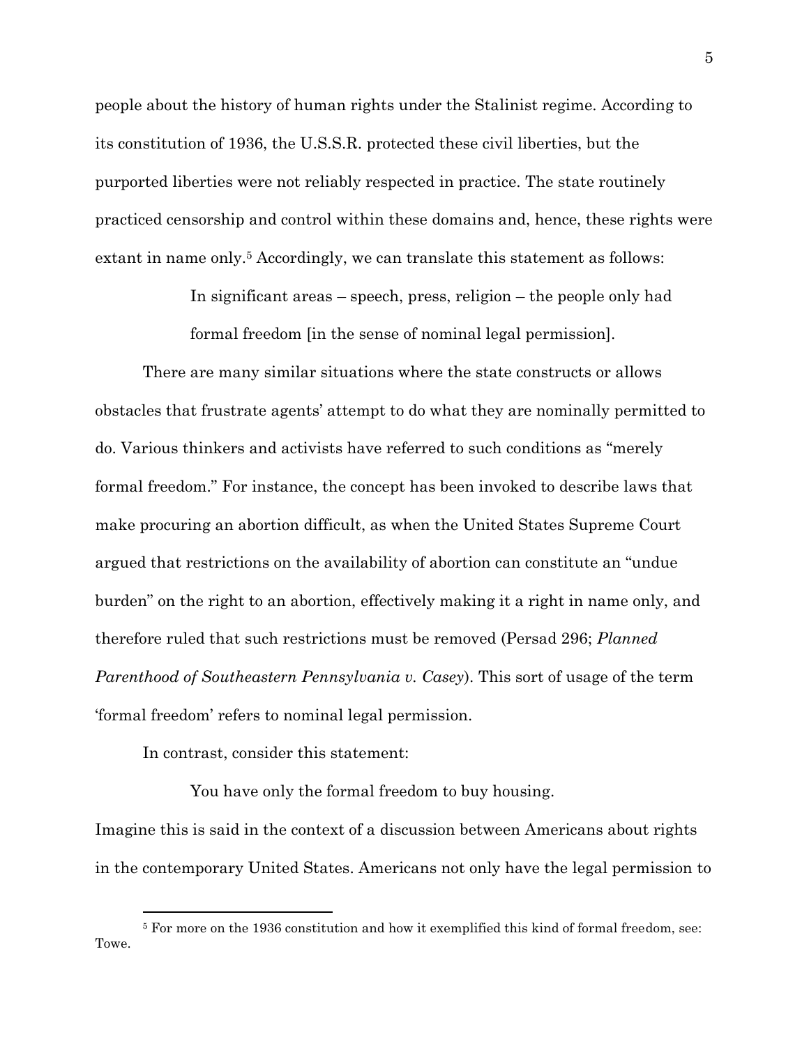people about the history of human rights under the Stalinist regime. According to its constitution of 1936, the U.S.S.R. protected these civil liberties, but the purported liberties were not reliably respected in practice. The state routinely practiced censorship and control within these domains and, hence, these rights were extant in name only.[5] Accordingly, we can translate this statement as follows:

> In significant areas – speech, press, religion – the people only had formal freedom [in the sense of nominal legal permission].

There are many similar situations where the state constructs or allows obstacles that frustrate agents' attempt to do what they are nominally permitted to do. Various thinkers and activists have referred to such conditions as "merely formal freedom." For instance, the concept has been invoked to describe laws that make procuring an abortion difficult, as when the United States Supreme Court argued that restrictions on the availability of abortion can constitute an "undue burden" on the right to an abortion, effectively making it a right in name only, and therefore ruled that such restrictions must be removed (Persad 296; *Planned Parenthood of Southeastern Pennsylvania v. Casey*). This sort of usage of the term 'formal freedom' refers to nominal legal permission.

In contrast, consider this statement:

> You have only the formal freedom to buy housing.

Imagine this is said in the context of a discussion between Americans about rights in the contemporary United States. Americans not only have the legal permission to

[5] For more on the 1936 constitution and how it exemplified this kind of formal freedom, see: Towe.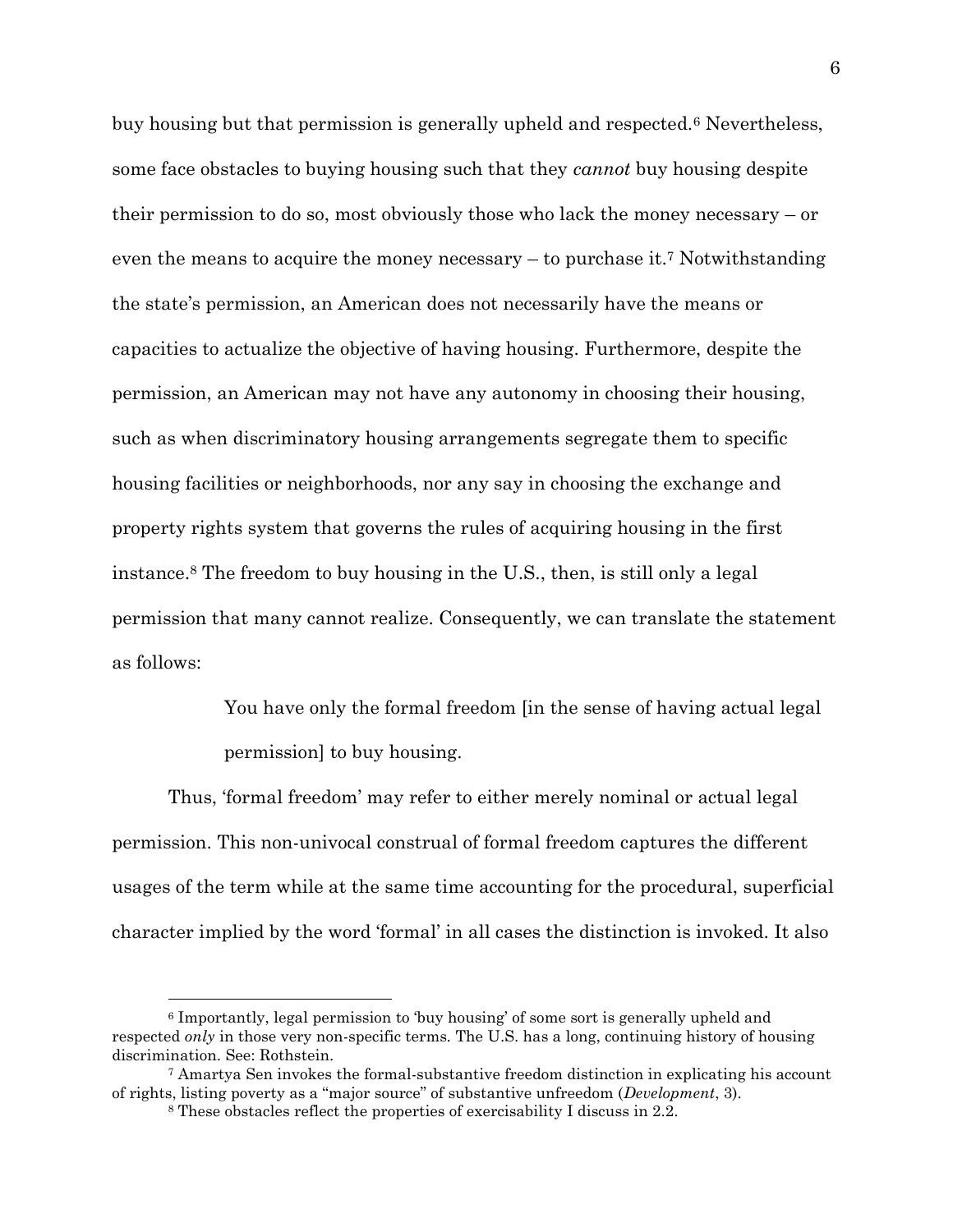buy housing but that permission is generally upheld and respected.[6] Nevertheless, some face obstacles to buying housing such that they *cannot* buy housing despite their permission to do so, most obviously those who lack the money necessary – or even the means to acquire the money necessary – to purchase it.[7] Notwithstanding the state's permission, an American does not necessarily have the means or capacities to actualize the objective of having housing. Furthermore, despite the permission, an American may not have any autonomy in choosing their housing, such as when discriminatory housing arrangements segregate them to specific housing facilities or neighborhoods, nor any say in choosing the exchange and property rights system that governs the rules of acquiring housing in the first instance.[8] The freedom to buy housing in the U.S., then, is still only a legal permission that many cannot realize. Consequently, we can translate the statement as follows:

> You have only the formal freedom [in the sense of having actual legal permission] to buy housing.

Thus, 'formal freedom' may refer to either merely nominal or actual legal permission. This non-univocal construal of formal freedom captures the different usages of the term while at the same time accounting for the procedural, superficial character implied by the word 'formal' in all cases the distinction is invoked. It also

---

[6] Importantly, legal permission to 'buy housing' of some sort is generally upheld and respected *only* in those very non-specific terms. The U.S. has a long, continuing history of housing discrimination. See: Rothstein.

[7] Amartya Sen invokes the formal-substantive freedom distinction in explicating his account of rights, listing poverty as a "major source" of substantive unfreedom (*Development*, 3).

[8] These obstacles reflect the properties of exercisability I discuss in 2.2.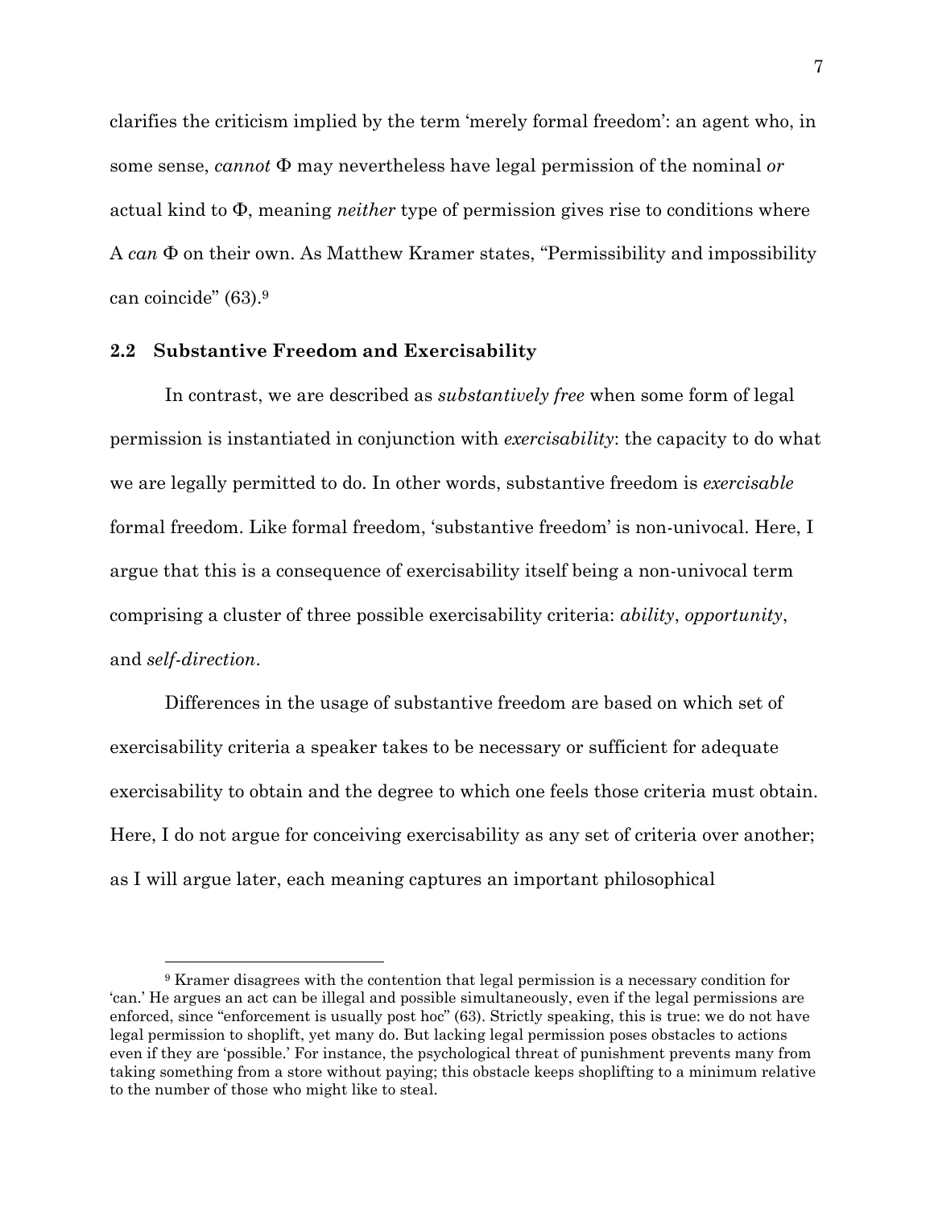clarifies the criticism implied by the term 'merely formal freedom': an agent who, in some sense, *cannot* Φ may nevertheless have legal permission of the nominal *or* actual kind to Φ, meaning *neither* type of permission gives rise to conditions where A *can* Φ on their own. As Matthew Kramer states, "Permissibility and impossibility can coincide" (63).[9]

### 2.2 Substantive Freedom and Exercisability

In contrast, we are described as *substantively free* when some form of legal permission is instantiated in conjunction with *exercisability*: the capacity to do what we are legally permitted to do. In other words, substantive freedom is *exercisable* formal freedom. Like formal freedom, 'substantive freedom' is non-univocal. Here, I argue that this is a consequence of exercisability itself being a non-univocal term comprising a cluster of three possible exercisability criteria: *ability*, *opportunity*, and *self-direction*.

Differences in the usage of substantive freedom are based on which set of exercisability criteria a speaker takes to be necessary or sufficient for adequate exercisability to obtain and the degree to which one feels those criteria must obtain. Here, I do not argue for conceiving exercisability as any set of criteria over another; as I will argue later, each meaning captures an important philosophical

[9] Kramer disagrees with the contention that legal permission is a necessary condition for 'can.' He argues an act can be illegal and possible simultaneously, even if the legal permissions are enforced, since "enforcement is usually post hoc" (63). Strictly speaking, this is true: we do not have legal permission to shoplift, yet many do. But lacking legal permission poses obstacles to actions even if they are 'possible.' For instance, the psychological threat of punishment prevents many from taking something from a store without paying; this obstacle keeps shoplifting to a minimum relative to the number of those who might like to steal.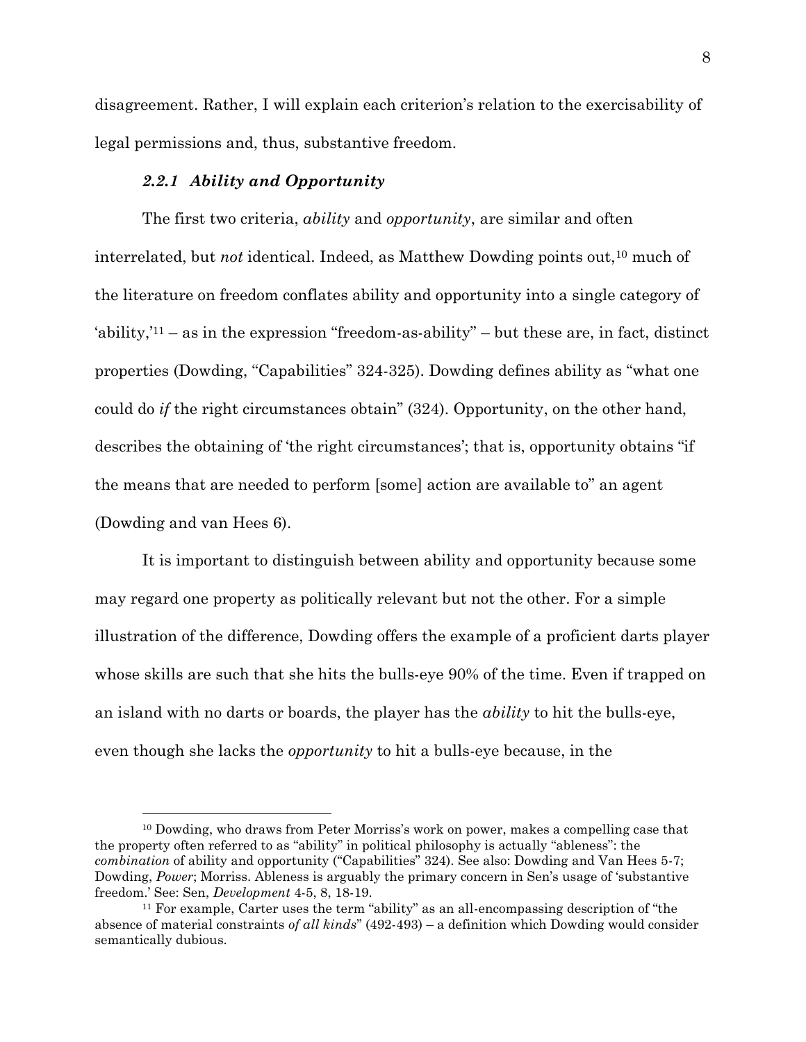disagreement. Rather, I will explain each criterion's relation to the exercisability of legal permissions and, thus, substantive freedom.

### *2.2.1 Ability and Opportunity*

The first two criteria, *ability* and *opportunity*, are similar and often interrelated, but *not* identical. Indeed, as Matthew Dowding points out,[10] much of the literature on freedom conflates ability and opportunity into a single category of 'ability,'[11] – as in the expression "freedom-as-ability" – but these are, in fact, distinct properties (Dowding, "Capabilities" 324-325). Dowding defines ability as "what one could do *if* the right circumstances obtain" (324). Opportunity, on the other hand, describes the obtaining of 'the right circumstances'; that is, opportunity obtains "if the means that are needed to perform [some] action are available to" an agent (Dowding and van Hees 6).

It is important to distinguish between ability and opportunity because some may regard one property as politically relevant but not the other. For a simple illustration of the difference, Dowding offers the example of a proficient darts player whose skills are such that she hits the bulls-eye 90% of the time. Even if trapped on an island with no darts or boards, the player has the *ability* to hit the bulls-eye, even though she lacks the *opportunity* to hit a bulls-eye because, in the

---

[10] Dowding, who draws from Peter Morriss's work on power, makes a compelling case that the property often referred to as "ability" in political philosophy is actually "ableness": the *combination* of ability and opportunity ("Capabilities" 324). See also: Dowding and Van Hees 5-7; Dowding, *Power*; Morriss. Ableness is arguably the primary concern in Sen's usage of 'substantive freedom.' See: Sen, *Development* 4-5, 8, 18-19.

[11] For example, Carter uses the term "ability" as an all-encompassing description of "the absence of material constraints *of all kinds*" (492-493) – a definition which Dowding would consider semantically dubious.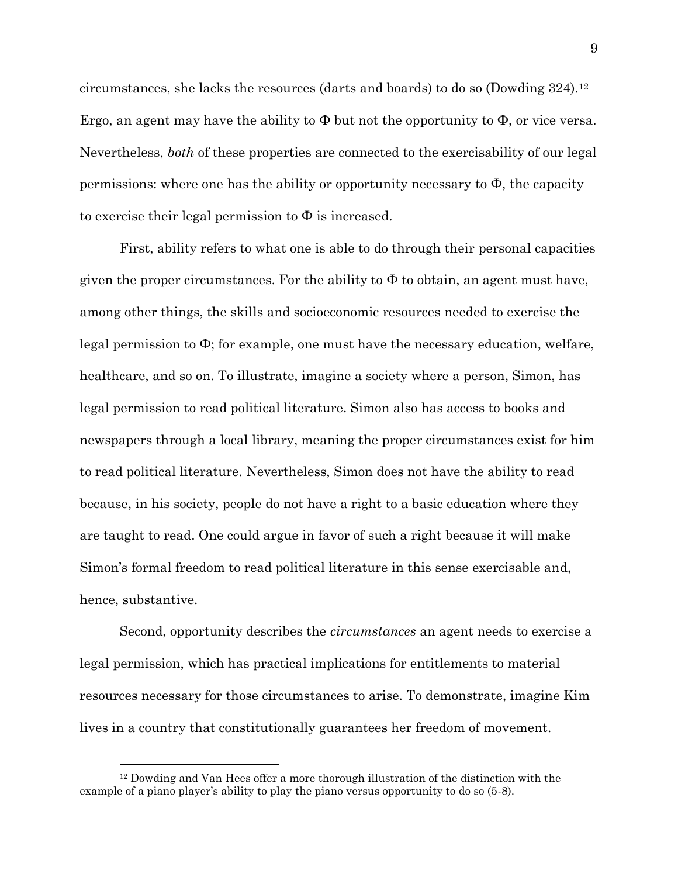circumstances, she lacks the resources (darts and boards) to do so (Dowding 324).[12] Ergo, an agent may have the ability to $\Phi$ but not the opportunity to $\Phi$, or vice versa. Nevertheless, *both* of these properties are connected to the exercisability of our legal permissions: where one has the ability or opportunity necessary to $\Phi$, the capacity to exercise their legal permission to $\Phi$ is increased.

First, ability refers to what one is able to do through their personal capacities given the proper circumstances. For the ability to $\Phi$ to obtain, an agent must have, among other things, the skills and socioeconomic resources needed to exercise the legal permission to $\Phi$; for example, one must have the necessary education, welfare, healthcare, and so on. To illustrate, imagine a society where a person, Simon, has legal permission to read political literature. Simon also has access to books and newspapers through a local library, meaning the proper circumstances exist for him to read political literature. Nevertheless, Simon does not have the ability to read because, in his society, people do not have a right to a basic education where they are taught to read. One could argue in favor of such a right because it will make Simon's formal freedom to read political literature in this sense exercisable and, hence, substantive.

Second, opportunity describes the *circumstances* an agent needs to exercise a legal permission, which has practical implications for entitlements to material resources necessary for those circumstances to arise. To demonstrate, imagine Kim lives in a country that constitutionally guarantees her freedom of movement.

[12] Dowding and Van Hees offer a more thorough illustration of the distinction with the example of a piano player's ability to play the piano versus opportunity to do so (5-8).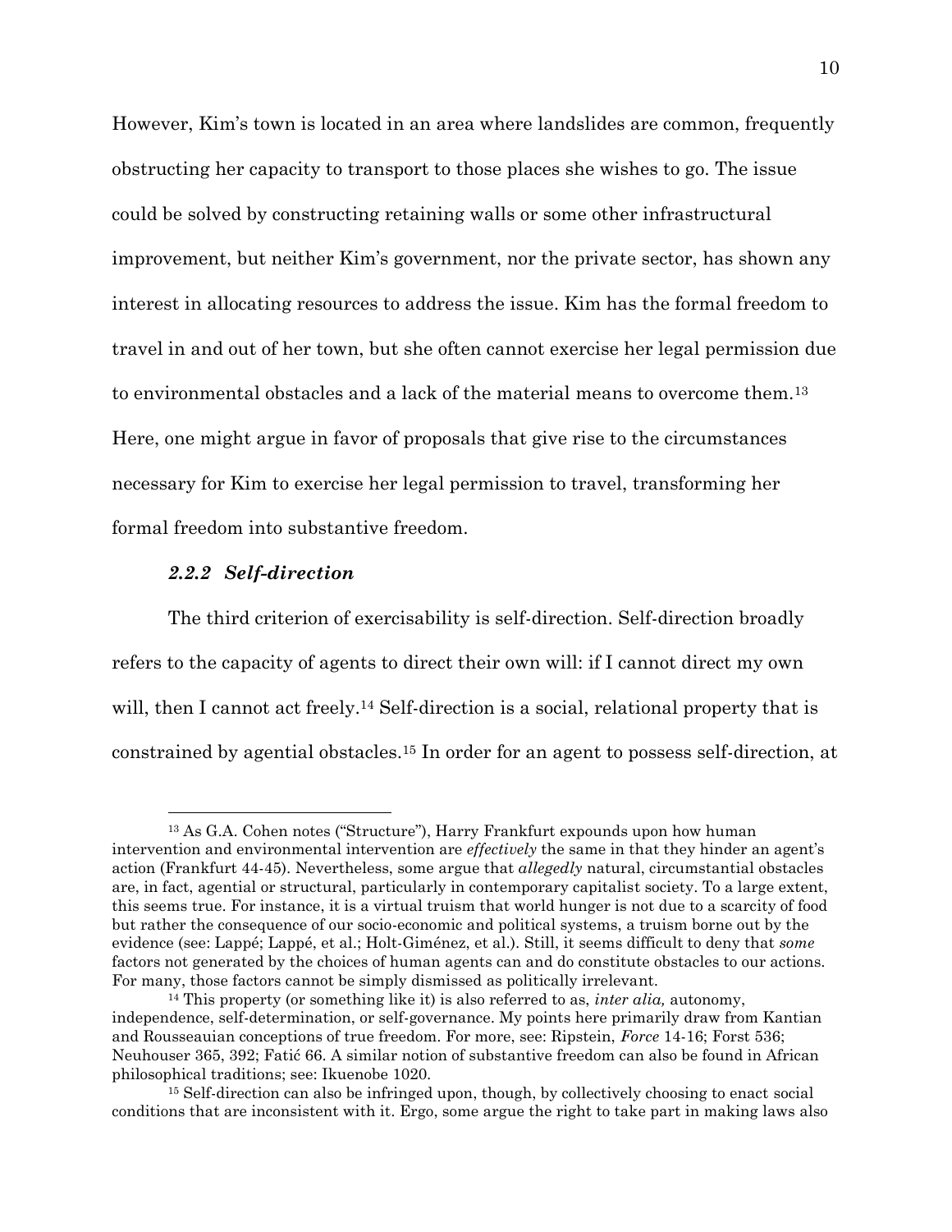However, Kim's town is located in an area where landslides are common, frequently obstructing her capacity to transport to those places she wishes to go. The issue could be solved by constructing retaining walls or some other infrastructural improvement, but neither Kim's government, nor the private sector, has shown any interest in allocating resources to address the issue. Kim has the formal freedom to travel in and out of her town, but she often cannot exercise her legal permission due to environmental obstacles and a lack of the material means to overcome them.[13] Here, one might argue in favor of proposals that give rise to the circumstances necessary for Kim to exercise her legal permission to travel, transforming her formal freedom into substantive freedom.

#### *2.2.2 Self-direction*

The third criterion of exercisability is self-direction. Self-direction broadly refers to the capacity of agents to direct their own will: if I cannot direct my own will, then I cannot act freely.[14] Self-direction is a social, relational property that is constrained by agential obstacles.[15] In order for an agent to possess self-direction, at

---

[13] As G.A. Cohen notes ("Structure"), Harry Frankfurt expounds upon how human intervention and environmental intervention are *effectively* the same in that they hinder an agent's action (Frankfurt 44-45). Nevertheless, some argue that *allegedly* natural, circumstantial obstacles are, in fact, agential or structural, particularly in contemporary capitalist society. To a large extent, this seems true. For instance, it is a virtual truism that world hunger is not due to a scarcity of food but rather the consequence of our socio-economic and political systems, a truism borne out by the evidence (see: Lappé; Lappé, et al.; Holt-Giménez, et al.). Still, it seems difficult to deny that *some* factors not generated by the choices of human agents can and do constitute obstacles to our actions. For many, those factors cannot be simply dismissed as politically irrelevant.

[14] This property (or something like it) is also referred to as, *inter alia,* autonomy, independence, self-determination, or self-governance. My points here primarily draw from Kantian and Rousseauian conceptions of true freedom. For more, see: Ripstein, *Force* 14-16; Forst 536; Neuhouser 365, 392; Fatić 66. A similar notion of substantive freedom can also be found in African philosophical traditions; see: Ikuenobe 1020.

[15] Self-direction can also be infringed upon, though, by collectively choosing to enact social conditions that are inconsistent with it. Ergo, some argue the right to take part in making laws also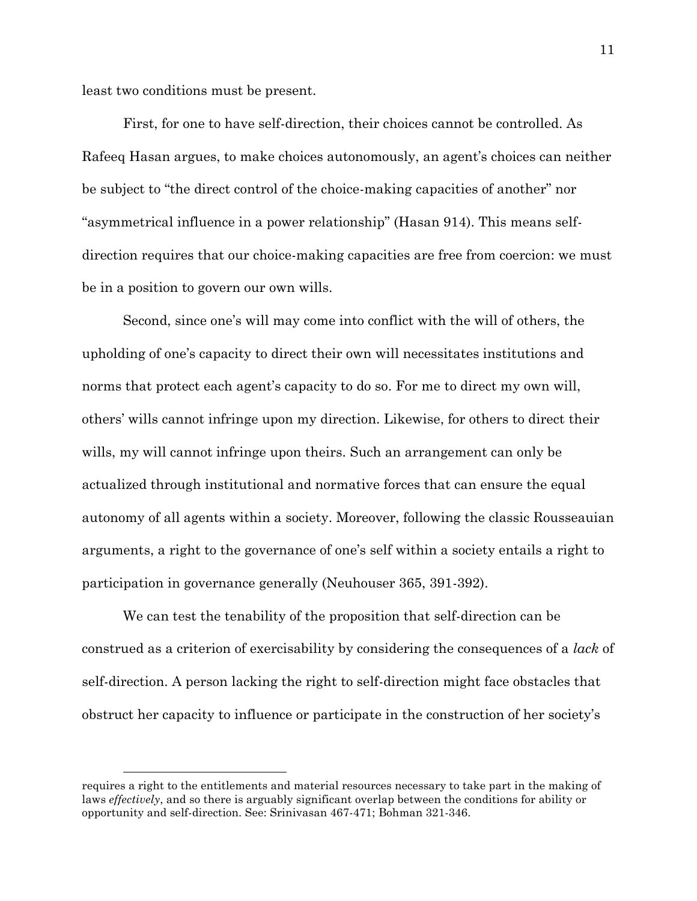least two conditions must be present.

First, for one to have self-direction, their choices cannot be controlled. As Rafeeq Hasan argues, to make choices autonomously, an agent's choices can neither be subject to "the direct control of the choice-making capacities of another" nor "asymmetrical influence in a power relationship" (Hasan 914). This means self-direction requires that our choice-making capacities are free from coercion: we must be in a position to govern our own wills.

Second, since one's will may come into conflict with the will of others, the upholding of one's capacity to direct their own will necessitates institutions and norms that protect each agent's capacity to do so. For me to direct my own will, others' wills cannot infringe upon my direction. Likewise, for others to direct their wills, my will cannot infringe upon theirs. Such an arrangement can only be actualized through institutional and normative forces that can ensure the equal autonomy of all agents within a society. Moreover, following the classic Rousseauian arguments, a right to the governance of one's self within a society entails a right to participation in governance generally (Neuhouser 365, 391-392).

We can test the tenability of the proposition that self-direction can be construed as a criterion of exercisability by considering the consequences of a *lack* of self-direction. A person lacking the right to self-direction might face obstacles that obstruct her capacity to influence or participate in the construction of her society's

---

requires a right to the entitlements and material resources necessary to take part in the making of laws *effectively*, and so there is arguably significant overlap between the conditions for ability or opportunity and self-direction. See: Srinivasan 467-471; Bohman 321-346.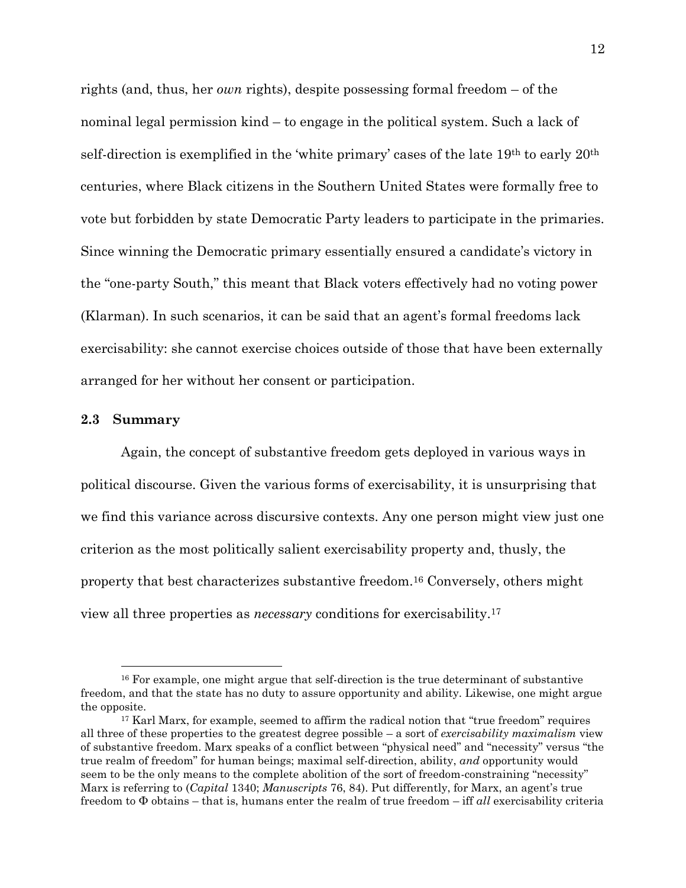rights (and, thus, her *own* rights), despite possessing formal freedom – of the nominal legal permission kind – to engage in the political system. Such a lack of self-direction is exemplified in the 'white primary' cases of the late 19th to early 20th centuries, where Black citizens in the Southern United States were formally free to vote but forbidden by state Democratic Party leaders to participate in the primaries. Since winning the Democratic primary essentially ensured a candidate's victory in the "one-party South," this meant that Black voters effectively had no voting power (Klarman). In such scenarios, it can be said that an agent's formal freedoms lack exercisability: she cannot exercise choices outside of those that have been externally arranged for her without her consent or participation.

### 2.3 Summary

Again, the concept of substantive freedom gets deployed in various ways in political discourse. Given the various forms of exercisability, it is unsurprising that we find this variance across discursive contexts. Any one person might view just one criterion as the most politically salient exercisability property and, thusly, the property that best characterizes substantive freedom.[16] Conversely, others might view all three properties as *necessary* conditions for exercisability.[17]

---

[16] For example, one might argue that self-direction is the true determinant of substantive freedom, and that the state has no duty to assure opportunity and ability. Likewise, one might argue the opposite.

[17] Karl Marx, for example, seemed to affirm the radical notion that "true freedom" requires all three of these properties to the greatest degree possible – a sort of *exercisability maximalism* view of substantive freedom. Marx speaks of a conflict between "physical need" and "necessity" versus "the true realm of freedom" for human beings; maximal self-direction, ability, *and* opportunity would seem to be the only means to the complete abolition of the sort of freedom-constraining "necessity" Marx is referring to (*Capital* 1340; *Manuscripts* 76, 84). Put differently, for Marx, an agent's true freedom to Φ obtains – that is, humans enter the realm of true freedom – iff *all* exercisability criteria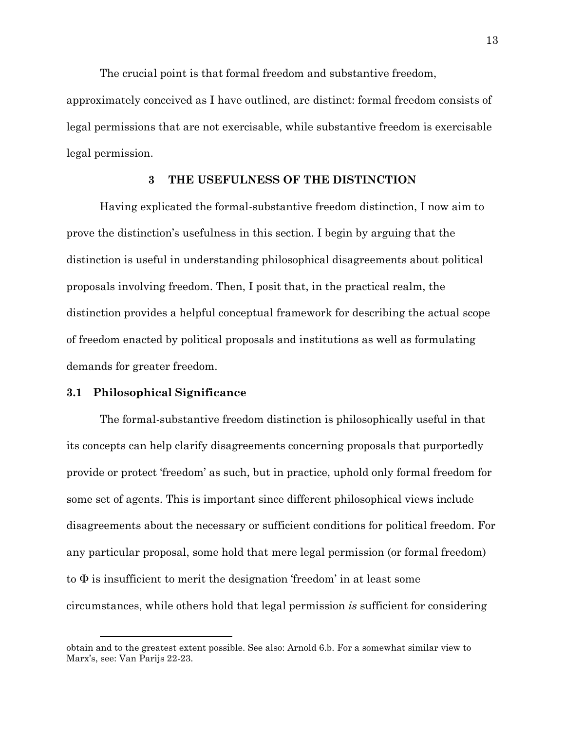The crucial point is that formal freedom and substantive freedom, approximately conceived as I have outlined, are distinct: formal freedom consists of legal permissions that are not exercisable, while substantive freedom is exercisable legal permission.

## 3 THE USEFULNESS OF THE DISTINCTION

Having explicated the formal-substantive freedom distinction, I now aim to prove the distinction's usefulness in this section. I begin by arguing that the distinction is useful in understanding philosophical disagreements about political proposals involving freedom. Then, I posit that, in the practical realm, the distinction provides a helpful conceptual framework for describing the actual scope of freedom enacted by political proposals and institutions as well as formulating demands for greater freedom.

### 3.1 Philosophical Significance

The formal-substantive freedom distinction is philosophically useful in that its concepts can help clarify disagreements concerning proposals that purportedly provide or protect 'freedom' as such, but in practice, uphold only formal freedom for some set of agents. This is important since different philosophical views include disagreements about the necessary or sufficient conditions for political freedom. For any particular proposal, some hold that mere legal permission (or formal freedom) to $\Phi$ is insufficient to merit the designation 'freedom' in at least some circumstances, while others hold that legal permission *is* sufficient for considering

---

obtain and to the greatest extent possible. See also: Arnold 6.b. For a somewhat similar view to Marx's, see: Van Parijs 22-23.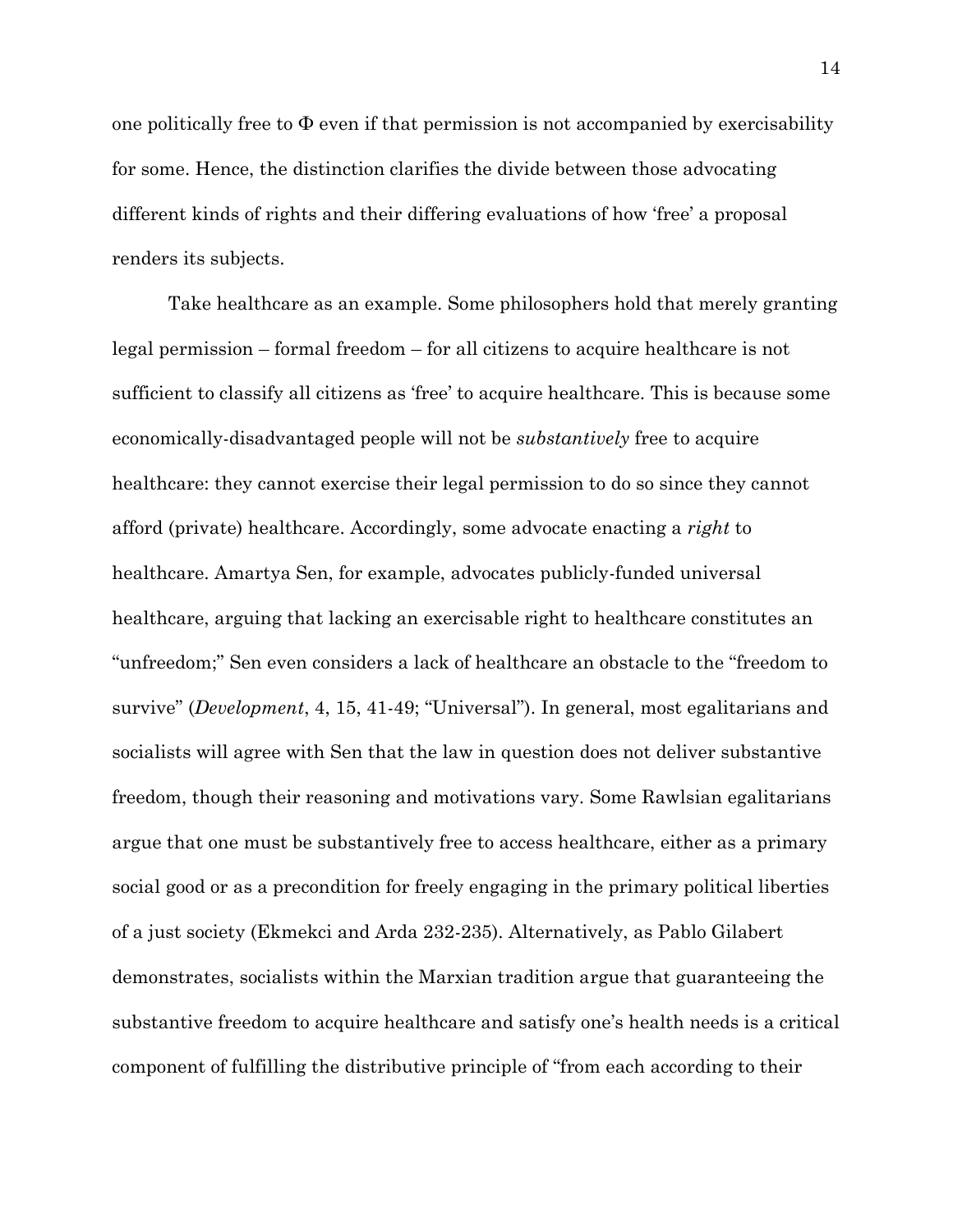one politically free to $\Phi$ even if that permission is not accompanied by exercisability for some. Hence, the distinction clarifies the divide between those advocating different kinds of rights and their differing evaluations of how 'free' a proposal renders its subjects.

Take healthcare as an example. Some philosophers hold that merely granting legal permission – formal freedom – for all citizens to acquire healthcare is not sufficient to classify all citizens as 'free' to acquire healthcare. This is because some economically-disadvantaged people will not be *substantively* free to acquire healthcare: they cannot exercise their legal permission to do so since they cannot afford (private) healthcare. Accordingly, some advocate enacting a *right* to healthcare. Amartya Sen, for example, advocates publicly-funded universal healthcare, arguing that lacking an exercisable right to healthcare constitutes an "unfreedom;" Sen even considers a lack of healthcare an obstacle to the "freedom to survive" (*Development*, 4, 15, 41-49; "Universal"). In general, most egalitarians and socialists will agree with Sen that the law in question does not deliver substantive freedom, though their reasoning and motivations vary. Some Rawlsian egalitarians argue that one must be substantively free to access healthcare, either as a primary social good or as a precondition for freely engaging in the primary political liberties of a just society (Ekmekci and Arda 232-235). Alternatively, as Pablo Gilabert demonstrates, socialists within the Marxian tradition argue that guaranteeing the substantive freedom to acquire healthcare and satisfy one's health needs is a critical component of fulfilling the distributive principle of "from each according to their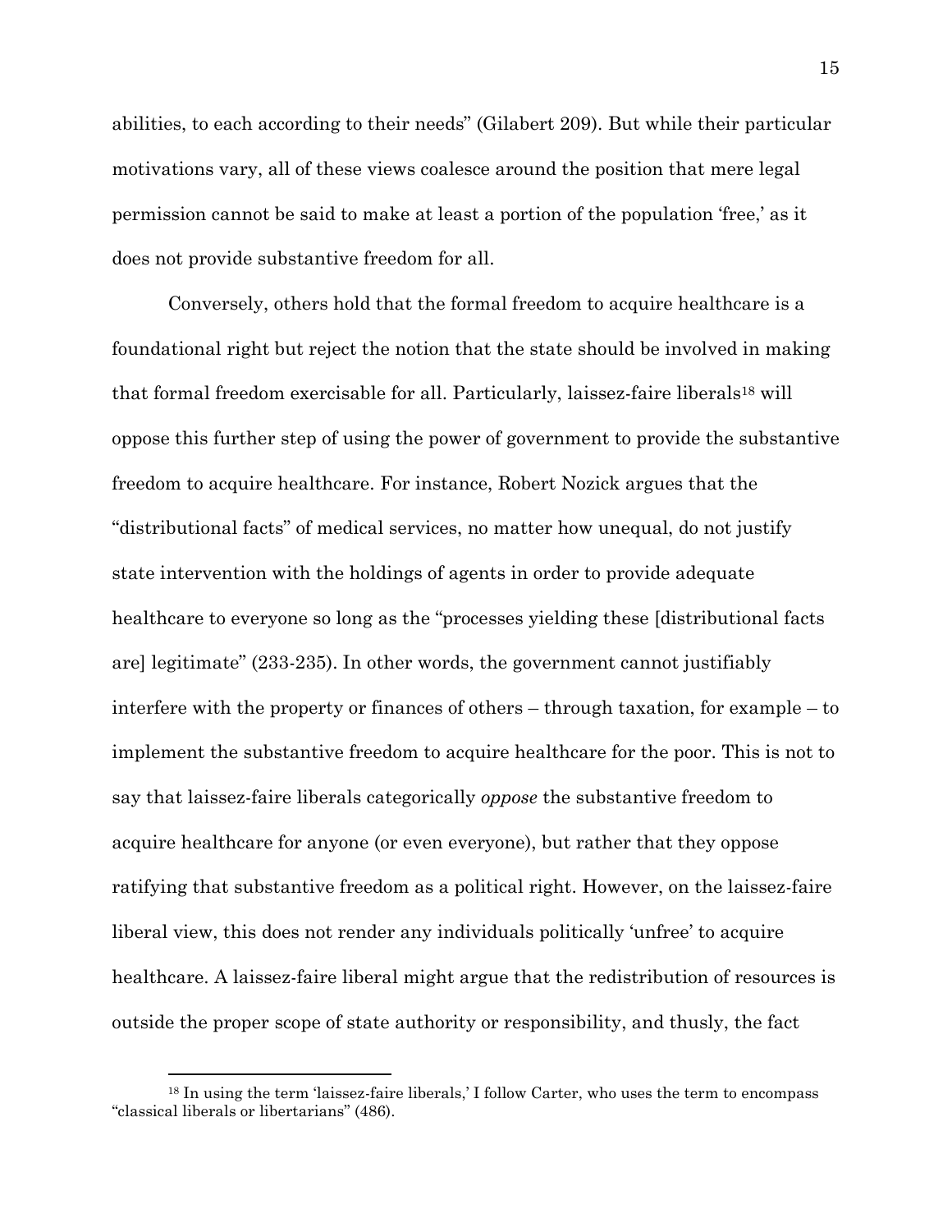abilities, to each according to their needs" (Gilabert 209). But while their particular motivations vary, all of these views coalesce around the position that mere legal permission cannot be said to make at least a portion of the population 'free,' as it does not provide substantive freedom for all.

Conversely, others hold that the formal freedom to acquire healthcare is a foundational right but reject the notion that the state should be involved in making that formal freedom exercisable for all. Particularly, laissez-faire liberals[18] will oppose this further step of using the power of government to provide the substantive freedom to acquire healthcare. For instance, Robert Nozick argues that the "distributional facts" of medical services, no matter how unequal, do not justify state intervention with the holdings of agents in order to provide adequate healthcare to everyone so long as the "processes yielding these [distributional facts are] legitimate" (233-235). In other words, the government cannot justifiably interfere with the property or finances of others – through taxation, for example – to implement the substantive freedom to acquire healthcare for the poor. This is not to say that laissez-faire liberals categorically *oppose* the substantive freedom to acquire healthcare for anyone (or even everyone), but rather that they oppose ratifying that substantive freedom as a political right. However, on the laissez-faire liberal view, this does not render any individuals politically 'unfree' to acquire healthcare. A laissez-faire liberal might argue that the redistribution of resources is outside the proper scope of state authority or responsibility, and thusly, the fact

[18] In using the term 'laissez-faire liberals,' I follow Carter, who uses the term to encompass "classical liberals or libertarians" (486).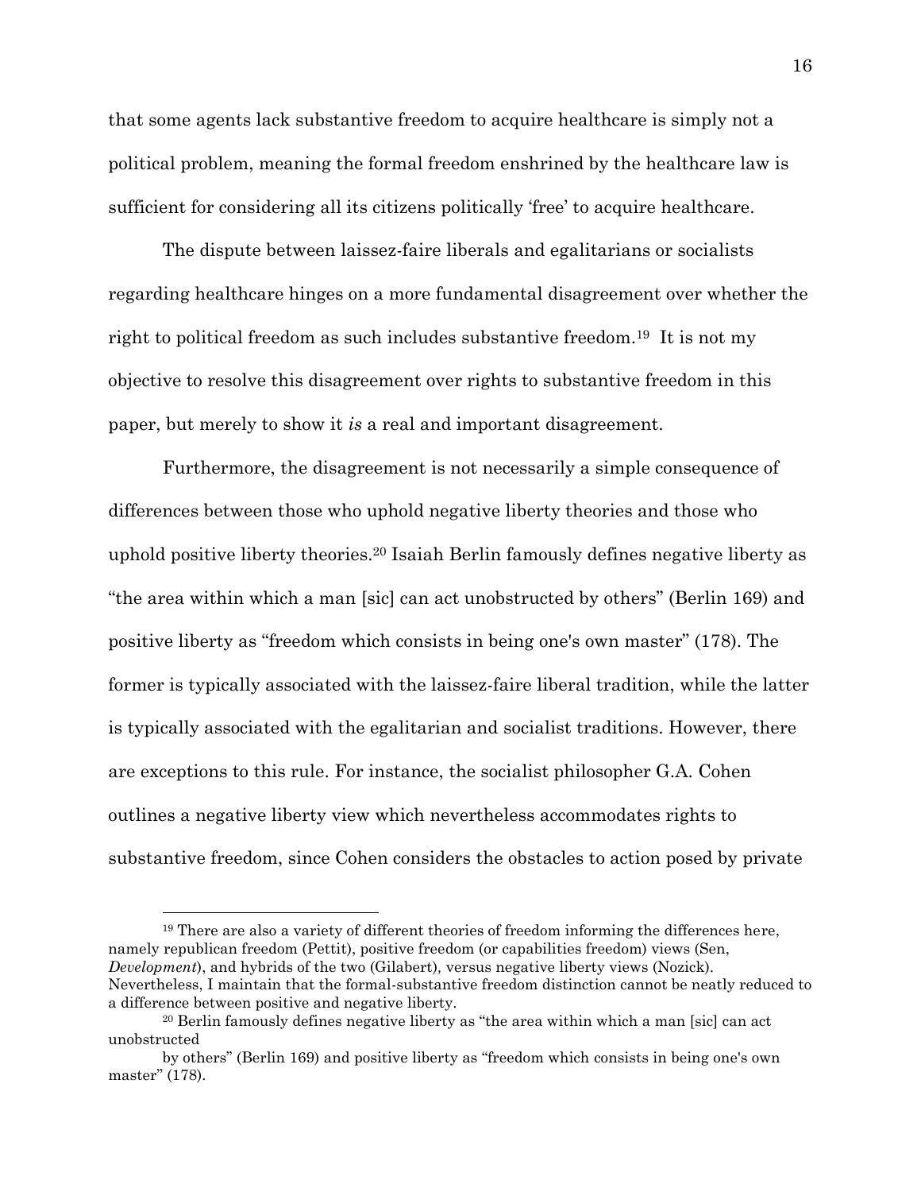that some agents lack substantive freedom to acquire healthcare is simply not a political problem, meaning the formal freedom enshrined by the healthcare law is sufficient for considering all its citizens politically 'free' to acquire healthcare.

The dispute between laissez-faire liberals and egalitarians or socialists regarding healthcare hinges on a more fundamental disagreement over whether the right to political freedom as such includes substantive freedom.[19] It is not my objective to resolve this disagreement over rights to substantive freedom in this paper, but merely to show it *is* a real and important disagreement.

Furthermore, the disagreement is not necessarily a simple consequence of differences between those who uphold negative liberty theories and those who uphold positive liberty theories.[20] Isaiah Berlin famously defines negative liberty as "the area within which a man [sic] can act unobstructed by others" (Berlin 169) and positive liberty as "freedom which consists in being one's own master" (178). The former is typically associated with the laissez-faire liberal tradition, while the latter is typically associated with the egalitarian and socialist traditions. However, there are exceptions to this rule. For instance, the socialist philosopher G.A. Cohen outlines a negative liberty view which nevertheless accommodates rights to substantive freedom, since Cohen considers the obstacles to action posed by private

---

[19] There are also a variety of different theories of freedom informing the differences here, namely republican freedom (Pettit), positive freedom (or capabilities freedom) views (Sen, *Development*), and hybrids of the two (Gilabert), versus negative liberty views (Nozick). Nevertheless, I maintain that the formal-substantive freedom distinction cannot be neatly reduced to a difference between positive and negative liberty.

[20] Berlin famously defines negative liberty as "the area within which a man [sic] can act unobstructed by others" (Berlin 169) and positive liberty as "freedom which consists in being one's own master" (178).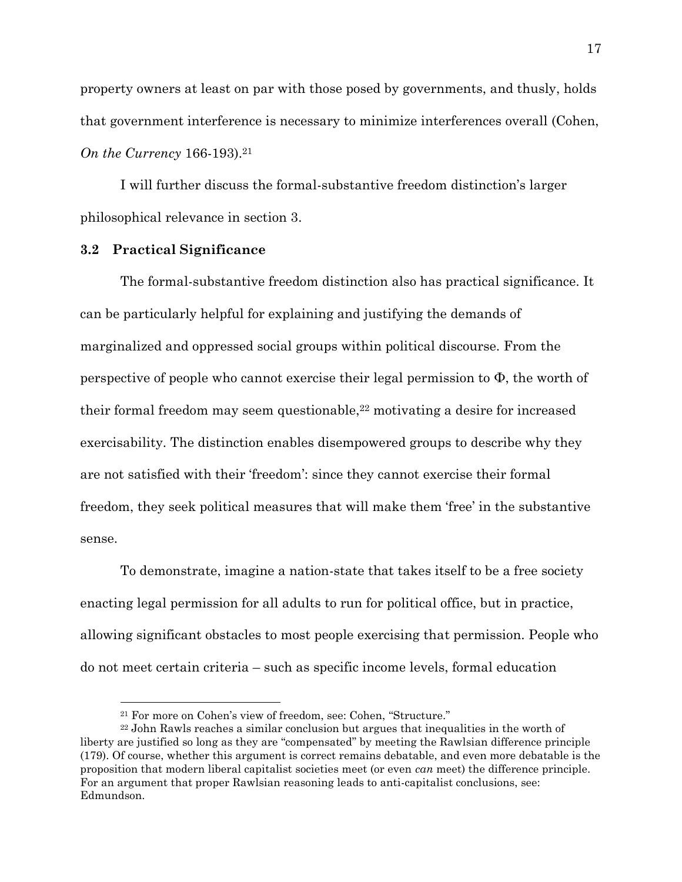property owners at least on par with those posed by governments, and thusly, holds that government interference is necessary to minimize interferences overall (Cohen, *On the Currency* 166-193).[21]

I will further discuss the formal-substantive freedom distinction's larger philosophical relevance in section 3.

### 3.2 Practical Significance

The formal-substantive freedom distinction also has practical significance. It can be particularly helpful for explaining and justifying the demands of marginalized and oppressed social groups within political discourse. From the perspective of people who cannot exercise their legal permission to $\Phi$, the worth of their formal freedom may seem questionable,[22] motivating a desire for increased exercisability. The distinction enables disempowered groups to describe why they are not satisfied with their 'freedom': since they cannot exercise their formal freedom, they seek political measures that will make them 'free' in the substantive sense.

To demonstrate, imagine a nation-state that takes itself to be a free society enacting legal permission for all adults to run for political office, but in practice, allowing significant obstacles to most people exercising that permission. People who do not meet certain criteria – such as specific income levels, formal education

[21] For more on Cohen's view of freedom, see: Cohen, "Structure."

[22] John Rawls reaches a similar conclusion but argues that inequalities in the worth of liberty are justified so long as they are "compensated" by meeting the Rawlsian difference principle (179). Of course, whether this argument is correct remains debatable, and even more debatable is the proposition that modern liberal capitalist societies meet (or even *can* meet) the difference principle. For an argument that proper Rawlsian reasoning leads to anti-capitalist conclusions, see: Edmundson.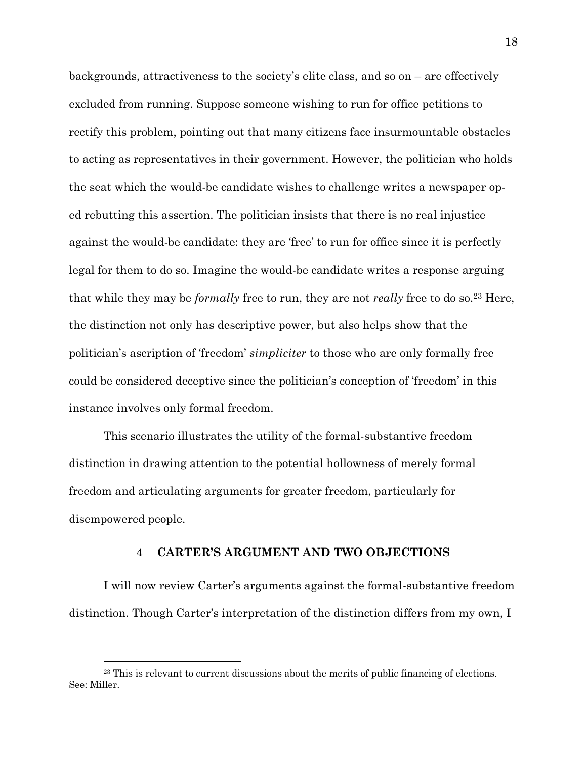backgrounds, attractiveness to the society's elite class, and so on – are effectively excluded from running. Suppose someone wishing to run for office petitions to rectify this problem, pointing out that many citizens face insurmountable obstacles to acting as representatives in their government. However, the politician who holds the seat which the would-be candidate wishes to challenge writes a newspaper op-ed rebutting this assertion. The politician insists that there is no real injustice against the would-be candidate: they are 'free' to run for office since it is perfectly legal for them to do so. Imagine the would-be candidate writes a response arguing that while they may be *formally* free to run, they are not *really* free to do so.[23] Here, the distinction not only has descriptive power, but also helps show that the politician's ascription of 'freedom' *simpliciter* to those who are only formally free could be considered deceptive since the politician's conception of 'freedom' in this instance involves only formal freedom.

This scenario illustrates the utility of the formal-substantive freedom distinction in drawing attention to the potential hollowness of merely formal freedom and articulating arguments for greater freedom, particularly for disempowered people.

## 4 CARTER'S ARGUMENT AND TWO OBJECTIONS

I will now review Carter's arguments against the formal-substantive freedom distinction. Though Carter's interpretation of the distinction differs from my own, I

[23] This is relevant to current discussions about the merits of public financing of elections. See: Miller.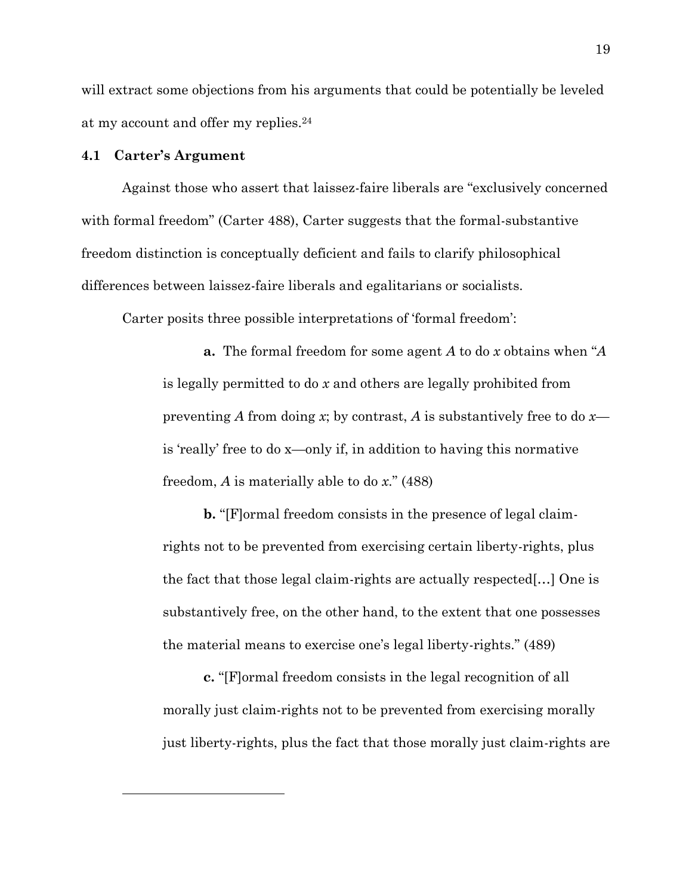will extract some objections from his arguments that could be potentially be leveled at my account and offer my replies.[24]

### 4.1 Carter's Argument

Against those who assert that laissez-faire liberals are "exclusively concerned with formal freedom" (Carter 488), Carter suggests that the formal-substantive freedom distinction is conceptually deficient and fails to clarify philosophical differences between laissez-faire liberals and egalitarians or socialists.

Carter posits three possible interpretations of 'formal freedom':

> **a.** The formal freedom for some agent *A* to do *x* obtains when "*A* is legally permitted to do *x* and others are legally prohibited from preventing *A* from doing *x*; by contrast, *A* is substantively free to do *x*—is 'really' free to do x—only if, in addition to having this normative freedom, *A* is materially able to do *x*." (488)
>
> **b.** "[F]ormal freedom consists in the presence of legal claim-rights not to be prevented from exercising certain liberty-rights, plus the fact that those legal claim-rights are actually respected[…] One is substantively free, on the other hand, to the extent that one possesses the material means to exercise one's legal liberty-rights." (489)
>
> **c.** "[F]ormal freedom consists in the legal recognition of all morally just claim-rights not to be prevented from exercising morally just liberty-rights, plus the fact that those morally just claim-rights are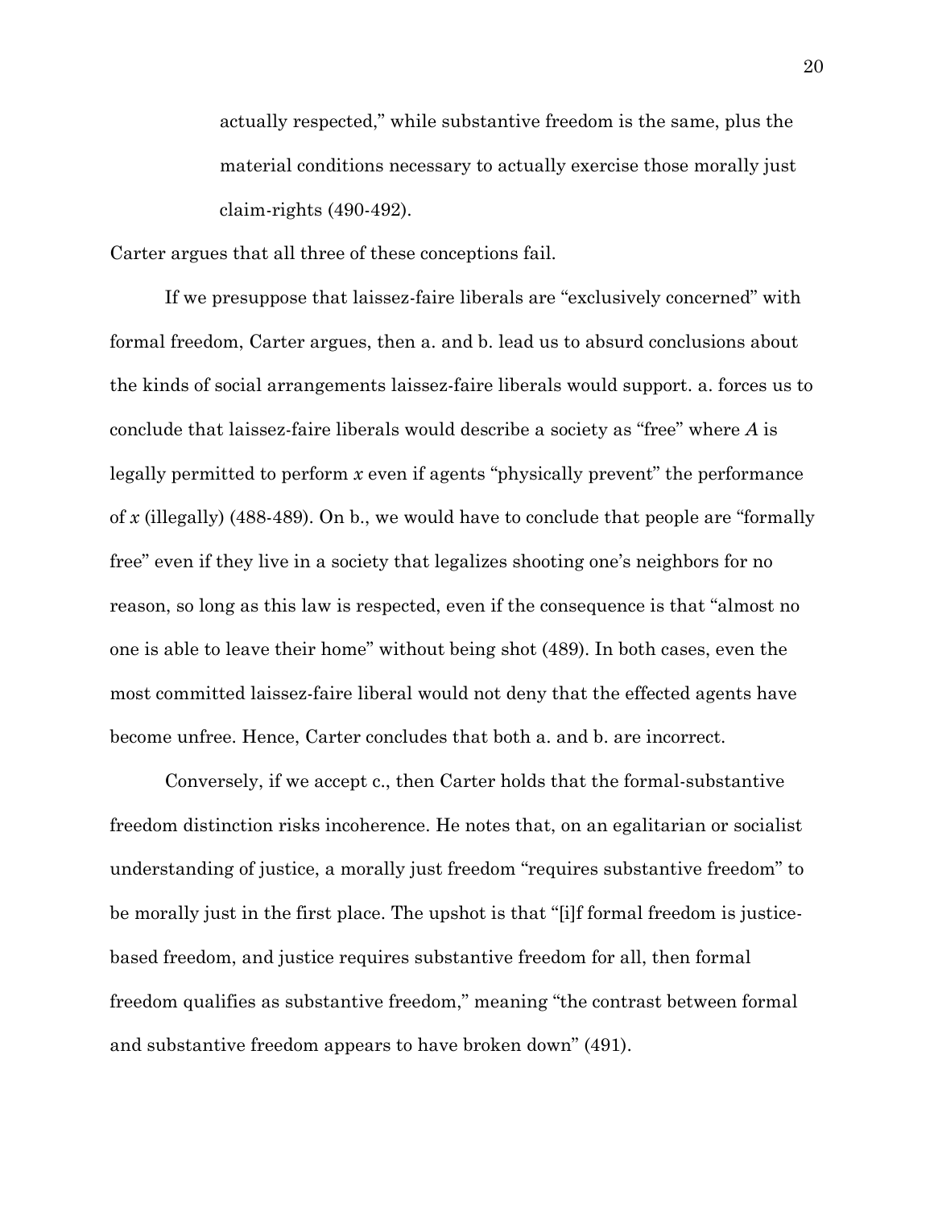actually respected," while substantive freedom is the same, plus the material conditions necessary to actually exercise those morally just claim-rights (490-492).

Carter argues that all three of these conceptions fail.

If we presuppose that laissez-faire liberals are "exclusively concerned" with formal freedom, Carter argues, then a. and b. lead us to absurd conclusions about the kinds of social arrangements laissez-faire liberals would support. a. forces us to conclude that laissez-faire liberals would describe a society as "free" where *A* is legally permitted to perform *x* even if agents "physically prevent" the performance of *x* (illegally) (488-489). On b., we would have to conclude that people are "formally free" even if they live in a society that legalizes shooting one's neighbors for no reason, so long as this law is respected, even if the consequence is that "almost no one is able to leave their home" without being shot (489). In both cases, even the most committed laissez-faire liberal would not deny that the effected agents have become unfree. Hence, Carter concludes that both a. and b. are incorrect.

Conversely, if we accept c., then Carter holds that the formal-substantive freedom distinction risks incoherence. He notes that, on an egalitarian or socialist understanding of justice, a morally just freedom "requires substantive freedom" to be morally just in the first place. The upshot is that "[i]f formal freedom is justice-based freedom, and justice requires substantive freedom for all, then formal freedom qualifies as substantive freedom," meaning "the contrast between formal and substantive freedom appears to have broken down" (491).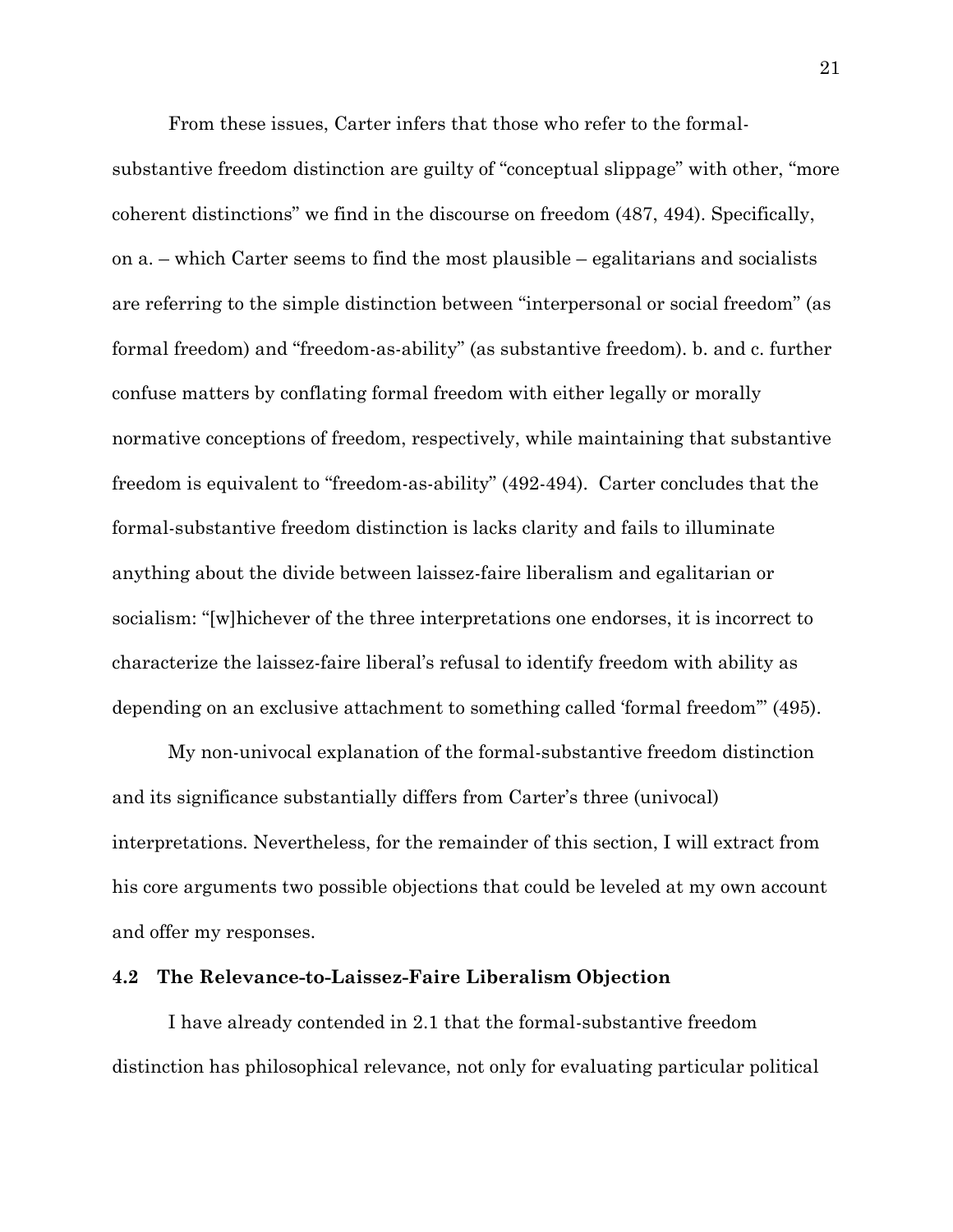From these issues, Carter infers that those who refer to the formal-substantive freedom distinction are guilty of "conceptual slippage" with other, "more coherent distinctions" we find in the discourse on freedom (487, 494). Specifically, on a. – which Carter seems to find the most plausible – egalitarians and socialists are referring to the simple distinction between "interpersonal or social freedom" (as formal freedom) and "freedom-as-ability" (as substantive freedom). b. and c. further confuse matters by conflating formal freedom with either legally or morally normative conceptions of freedom, respectively, while maintaining that substantive freedom is equivalent to "freedom-as-ability" (492-494). Carter concludes that the formal-substantive freedom distinction is lacks clarity and fails to illuminate anything about the divide between laissez-faire liberalism and egalitarian or socialism: "[w]hichever of the three interpretations one endorses, it is incorrect to characterize the laissez-faire liberal's refusal to identify freedom with ability as depending on an exclusive attachment to something called 'formal freedom'" (495).

My non-univocal explanation of the formal-substantive freedom distinction and its significance substantially differs from Carter's three (univocal) interpretations. Nevertheless, for the remainder of this section, I will extract from his core arguments two possible objections that could be leveled at my own account and offer my responses.

### 4.2 The Relevance-to-Laissez-Faire Liberalism Objection

I have already contended in 2.1 that the formal-substantive freedom distinction has philosophical relevance, not only for evaluating particular political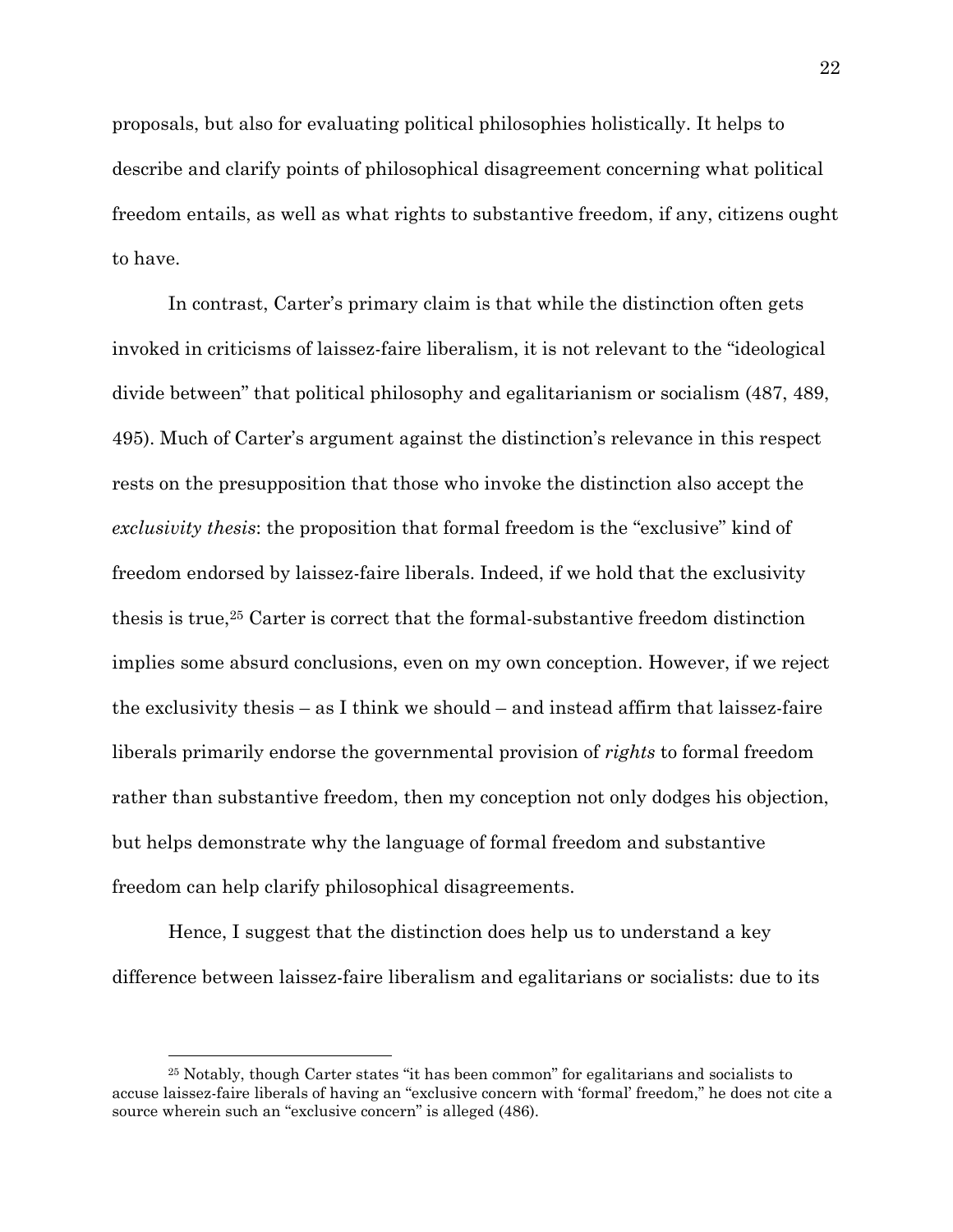proposals, but also for evaluating political philosophies holistically. It helps to describe and clarify points of philosophical disagreement concerning what political freedom entails, as well as what rights to substantive freedom, if any, citizens ought to have.

In contrast, Carter's primary claim is that while the distinction often gets invoked in criticisms of laissez-faire liberalism, it is not relevant to the "ideological divide between" that political philosophy and egalitarianism or socialism (487, 489, 495). Much of Carter's argument against the distinction's relevance in this respect rests on the presupposition that those who invoke the distinction also accept the *exclusivity thesis*: the proposition that formal freedom is the "exclusive" kind of freedom endorsed by laissez-faire liberals. Indeed, if we hold that the exclusivity thesis is true,[25] Carter is correct that the formal-substantive freedom distinction implies some absurd conclusions, even on my own conception. However, if we reject the exclusivity thesis – as I think we should – and instead affirm that laissez-faire liberals primarily endorse the governmental provision of *rights* to formal freedom rather than substantive freedom, then my conception not only dodges his objection, but helps demonstrate why the language of formal freedom and substantive freedom can help clarify philosophical disagreements.

Hence, I suggest that the distinction does help us to understand a key difference between laissez-faire liberalism and egalitarians or socialists: due to its

[25] Notably, though Carter states "it has been common" for egalitarians and socialists to accuse laissez-faire liberals of having an "exclusive concern with 'formal' freedom," he does not cite a source wherein such an "exclusive concern" is alleged (486).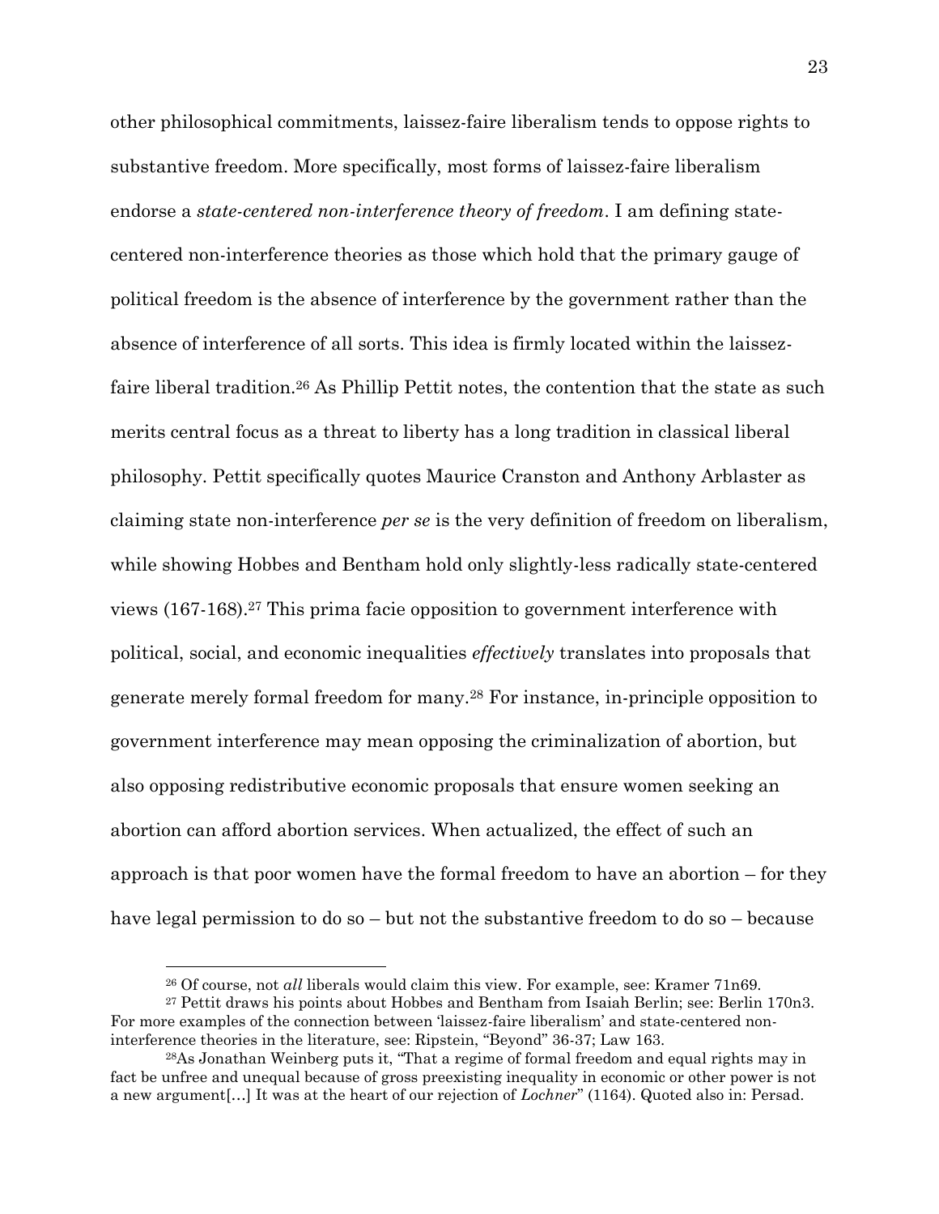other philosophical commitments, laissez-faire liberalism tends to oppose rights to substantive freedom. More specifically, most forms of laissez-faire liberalism endorse a *state-centered non-interference theory of freedom*. I am defining state-centered non-interference theories as those which hold that the primary gauge of political freedom is the absence of interference by the government rather than the absence of interference of all sorts. This idea is firmly located within the laissez-faire liberal tradition.[26] As Phillip Pettit notes, the contention that the state as such merits central focus as a threat to liberty has a long tradition in classical liberal philosophy. Pettit specifically quotes Maurice Cranston and Anthony Arblaster as claiming state non-interference *per se* is the very definition of freedom on liberalism, while showing Hobbes and Bentham hold only slightly-less radically state-centered views (167-168).[27] This prima facie opposition to government interference with political, social, and economic inequalities *effectively* translates into proposals that generate merely formal freedom for many.[28] For instance, in-principle opposition to government interference may mean opposing the criminalization of abortion, but also opposing redistributive economic proposals that ensure women seeking an abortion can afford abortion services. When actualized, the effect of such an approach is that poor women have the formal freedom to have an abortion – for they have legal permission to do so – but not the substantive freedom to do so – because

[26] Of course, not *all* liberals would claim this view. For example, see: Kramer 71n69.

[27] Pettit draws his points about Hobbes and Bentham from Isaiah Berlin; see: Berlin 170n3. For more examples of the connection between 'laissez-faire liberalism' and state-centered non-interference theories in the literature, see: Ripstein, "Beyond" 36-37; Law 163.

[28] As Jonathan Weinberg puts it, "That a regime of formal freedom and equal rights may in fact be unfree and unequal because of gross preexisting inequality in economic or other power is not a new argument[…] It was at the heart of our rejection of *Lochner*" (1164). Quoted also in: Persad.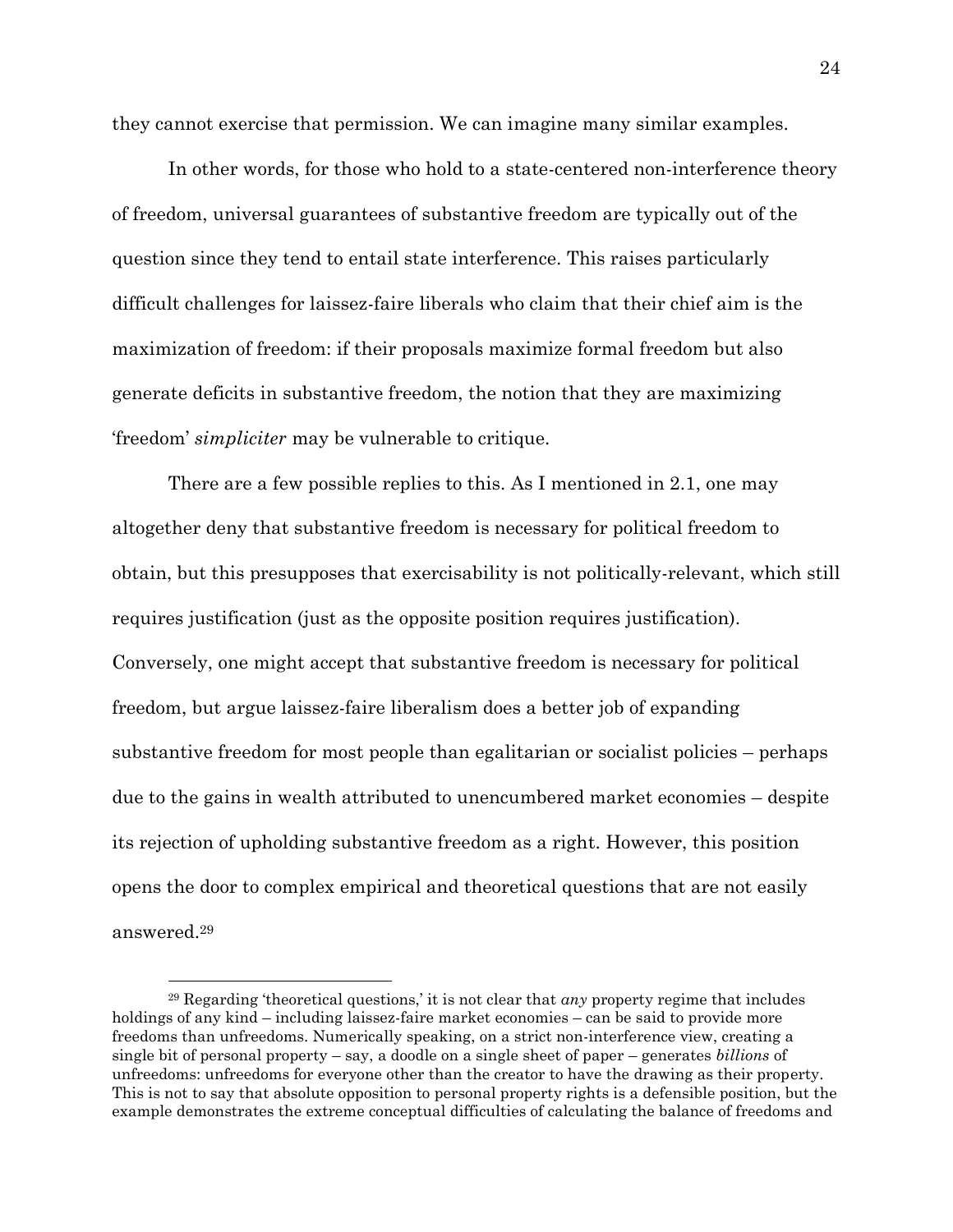they cannot exercise that permission. We can imagine many similar examples.

In other words, for those who hold to a state-centered non-interference theory of freedom, universal guarantees of substantive freedom are typically out of the question since they tend to entail state interference. This raises particularly difficult challenges for laissez-faire liberals who claim that their chief aim is the maximization of freedom: if their proposals maximize formal freedom but also generate deficits in substantive freedom, the notion that they are maximizing 'freedom' *simpliciter* may be vulnerable to critique.

There are a few possible replies to this. As I mentioned in 2.1, one may altogether deny that substantive freedom is necessary for political freedom to obtain, but this presupposes that exercisability is not politically-relevant, which still requires justification (just as the opposite position requires justification). Conversely, one might accept that substantive freedom is necessary for political freedom, but argue laissez-faire liberalism does a better job of expanding substantive freedom for most people than egalitarian or socialist policies – perhaps due to the gains in wealth attributed to unencumbered market economies – despite its rejection of upholding substantive freedom as a right. However, this position opens the door to complex empirical and theoretical questions that are not easily answered.[29]

[29] Regarding 'theoretical questions,' it is not clear that *any* property regime that includes holdings of any kind – including laissez-faire market economies – can be said to provide more freedoms than unfreedoms. Numerically speaking, on a strict non-interference view, creating a single bit of personal property – say, a doodle on a single sheet of paper – generates *billions* of unfreedoms: unfreedoms for everyone other than the creator to have the drawing as their property. This is not to say that absolute opposition to personal property rights is a defensible position, but the example demonstrates the extreme conceptual difficulties of calculating the balance of freedoms and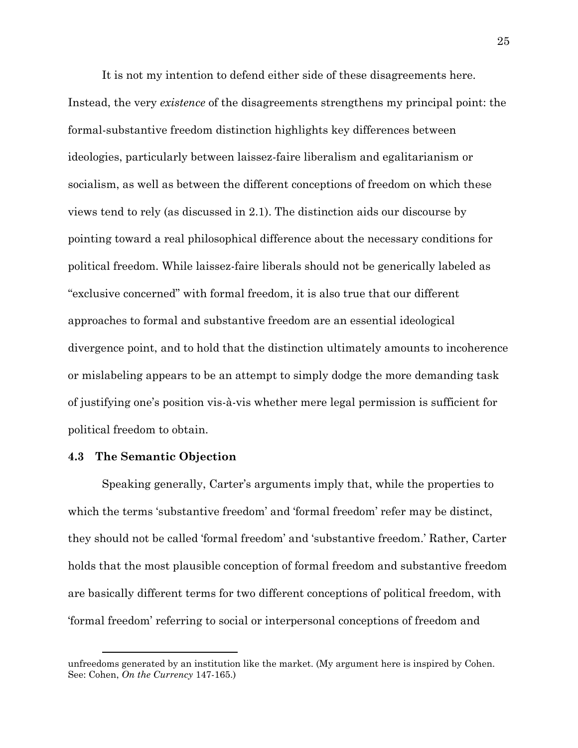It is not my intention to defend either side of these disagreements here. Instead, the very *existence* of the disagreements strengthens my principal point: the formal-substantive freedom distinction highlights key differences between ideologies, particularly between laissez-faire liberalism and egalitarianism or socialism, as well as between the different conceptions of freedom on which these views tend to rely (as discussed in 2.1). The distinction aids our discourse by pointing toward a real philosophical difference about the necessary conditions for political freedom. While laissez-faire liberals should not be generically labeled as "exclusive concerned" with formal freedom, it is also true that our different approaches to formal and substantive freedom are an essential ideological divergence point, and to hold that the distinction ultimately amounts to incoherence or mislabeling appears to be an attempt to simply dodge the more demanding task of justifying one's position vis-à-vis whether mere legal permission is sufficient for political freedom to obtain.

### 4.3 The Semantic Objection

Speaking generally, Carter's arguments imply that, while the properties to which the terms 'substantive freedom' and 'formal freedom' refer may be distinct, they should not be called 'formal freedom' and 'substantive freedom.' Rather, Carter holds that the most plausible conception of formal freedom and substantive freedom are basically different terms for two different conceptions of political freedom, with 'formal freedom' referring to social or interpersonal conceptions of freedom and

---

unfreedoms generated by an institution like the market. (My argument here is inspired by Cohen. See: Cohen, *On the Currency* 147-165.)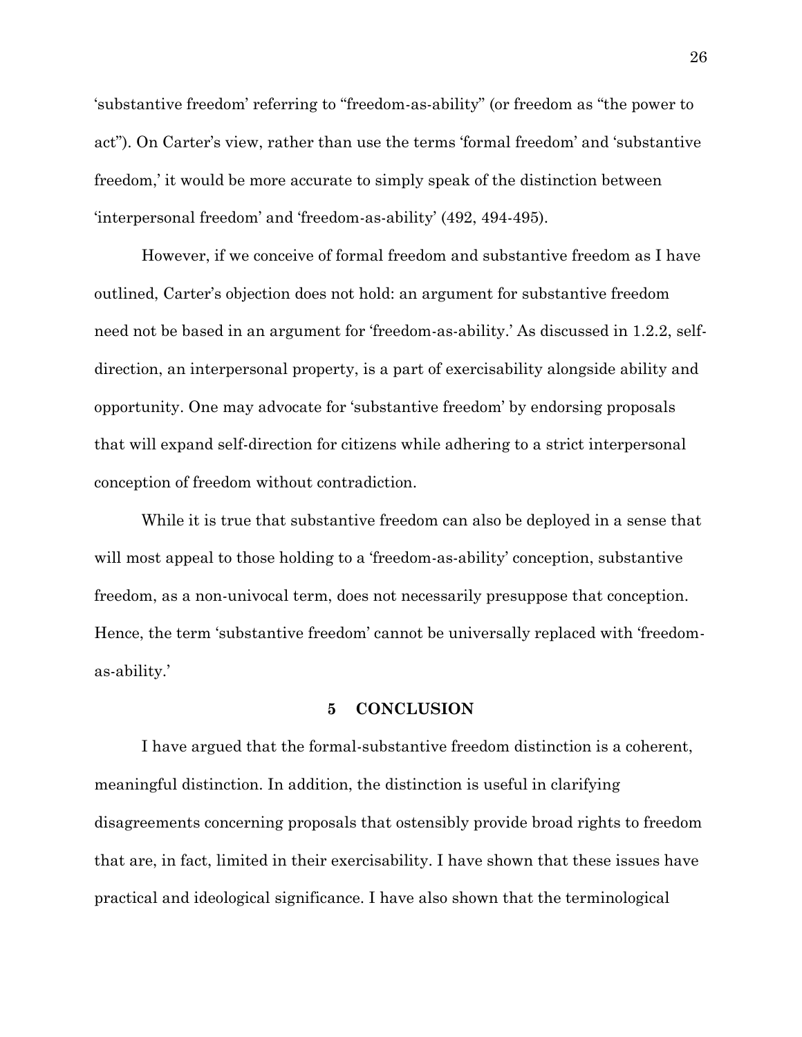'substantive freedom' referring to "freedom-as-ability" (or freedom as "the power to act"). On Carter's view, rather than use the terms 'formal freedom' and 'substantive freedom,' it would be more accurate to simply speak of the distinction between 'interpersonal freedom' and 'freedom-as-ability' (492, 494-495).

However, if we conceive of formal freedom and substantive freedom as I have outlined, Carter's objection does not hold: an argument for substantive freedom need not be based in an argument for 'freedom-as-ability.' As discussed in 1.2.2, self-direction, an interpersonal property, is a part of exercisability alongside ability and opportunity. One may advocate for 'substantive freedom' by endorsing proposals that will expand self-direction for citizens while adhering to a strict interpersonal conception of freedom without contradiction.

While it is true that substantive freedom can also be deployed in a sense that will most appeal to those holding to a 'freedom-as-ability' conception, substantive freedom, as a non-univocal term, does not necessarily presuppose that conception. Hence, the term 'substantive freedom' cannot be universally replaced with 'freedom-as-ability.'

## 5 CONCLUSION

I have argued that the formal-substantive freedom distinction is a coherent, meaningful distinction. In addition, the distinction is useful in clarifying disagreements concerning proposals that ostensibly provide broad rights to freedom that are, in fact, limited in their exercisability. I have shown that these issues have practical and ideological significance. I have also shown that the terminological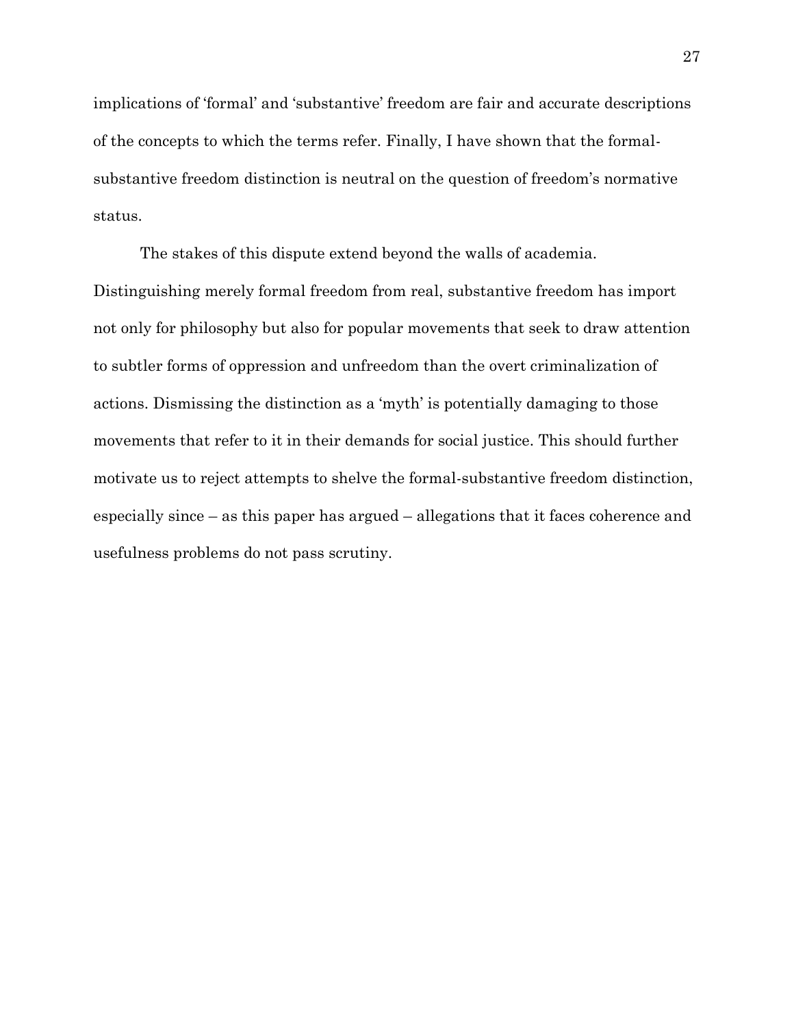implications of 'formal' and 'substantive' freedom are fair and accurate descriptions of the concepts to which the terms refer. Finally, I have shown that the formal-substantive freedom distinction is neutral on the question of freedom's normative status.

The stakes of this dispute extend beyond the walls of academia. Distinguishing merely formal freedom from real, substantive freedom has import not only for philosophy but also for popular movements that seek to draw attention to subtler forms of oppression and unfreedom than the overt criminalization of actions. Dismissing the distinction as a 'myth' is potentially damaging to those movements that refer to it in their demands for social justice. This should further motivate us to reject attempts to shelve the formal-substantive freedom distinction, especially since – as this paper has argued – allegations that it faces coherence and usefulness problems do not pass scrutiny.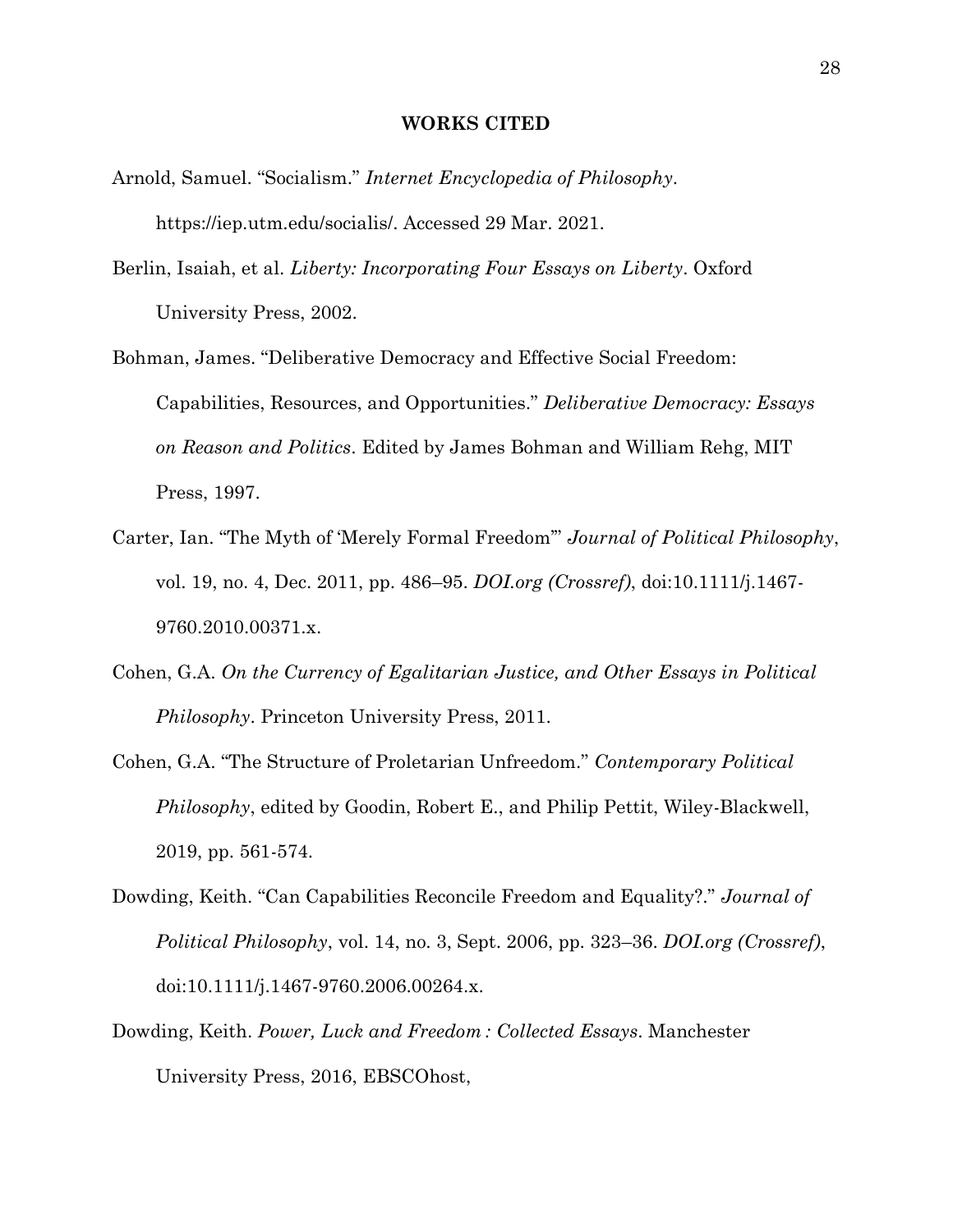**WORKS CITED**

Arnold, Samuel. "Socialism." *Internet Encyclopedia of Philosophy*. https://iep.utm.edu/socialis/. Accessed 29 Mar. 2021.

Berlin, Isaiah, et al. *Liberty: Incorporating Four Essays on Liberty*. Oxford University Press, 2002.

Bohman, James. "Deliberative Democracy and Effective Social Freedom: Capabilities, Resources, and Opportunities." *Deliberative Democracy: Essays on Reason and Politics*. Edited by James Bohman and William Rehg, MIT Press, 1997.

Carter, Ian. "The Myth of 'Merely Formal Freedom'" *Journal of Political Philosophy*, vol. 19, no. 4, Dec. 2011, pp. 486–95. *DOI.org (Crossref)*, doi:10.1111/j.1467-9760.2010.00371.x.

Cohen, G.A. *On the Currency of Egalitarian Justice, and Other Essays in Political Philosophy*. Princeton University Press, 2011.

Cohen, G.A. "The Structure of Proletarian Unfreedom." *Contemporary Political Philosophy*, edited by Goodin, Robert E., and Philip Pettit, Wiley-Blackwell, 2019, pp. 561-574.

Dowding, Keith. "Can Capabilities Reconcile Freedom and Equality?." *Journal of Political Philosophy*, vol. 14, no. 3, Sept. 2006, pp. 323–36. *DOI.org (Crossref)*, doi:10.1111/j.1467-9760.2006.00264.x.

Dowding, Keith. *Power, Luck and Freedom : Collected Essays*. Manchester University Press, 2016, EBSCOhost,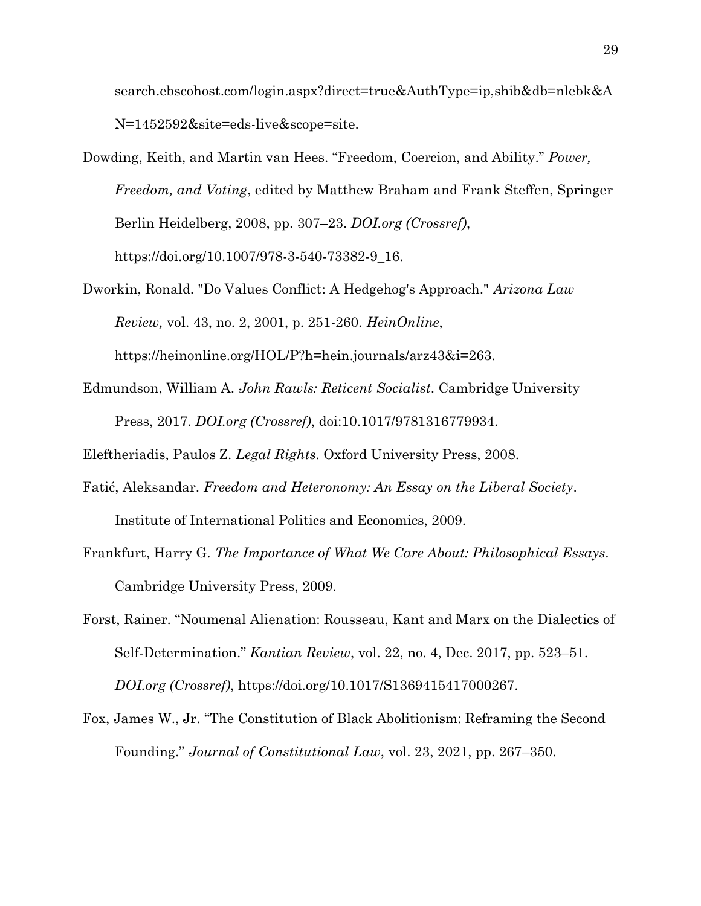search.ebscohost.com/login.aspx?direct=true&AuthType=ip,shib&db=nlebk&AN=1452592&site=eds-live&scope=site.

Dowding, Keith, and Martin van Hees. "Freedom, Coercion, and Ability." *Power, Freedom, and Voting*, edited by Matthew Braham and Frank Steffen, Springer Berlin Heidelberg, 2008, pp. 307–23. *DOI.org (Crossref)*, https://doi.org/10.1007/978-3-540-73382-9_16.

Dworkin, Ronald. "Do Values Conflict: A Hedgehog's Approach." *Arizona Law Review,* vol. 43, no. 2, 2001, p. 251-260. *HeinOnline*, https://heinonline.org/HOL/P?h=hein.journals/arz43&i=263.

Edmundson, William A. *John Rawls: Reticent Socialist*. Cambridge University Press, 2017. *DOI.org (Crossref)*, doi:10.1017/9781316779934.

Eleftheriadis, Paulos Z. *Legal Rights*. Oxford University Press, 2008.

Fatić, Aleksandar. *Freedom and Heteronomy: An Essay on the Liberal Society*. Institute of International Politics and Economics, 2009.

Frankfurt, Harry G. *The Importance of What We Care About: Philosophical Essays*. Cambridge University Press, 2009.

Forst, Rainer. "Noumenal Alienation: Rousseau, Kant and Marx on the Dialectics of Self-Determination." *Kantian Review*, vol. 22, no. 4, Dec. 2017, pp. 523–51. *DOI.org (Crossref)*, https://doi.org/10.1017/S1369415417000267.

Fox, James W., Jr. "The Constitution of Black Abolitionism: Reframing the Second Founding." *Journal of Constitutional Law*, vol. 23, 2021, pp. 267–350.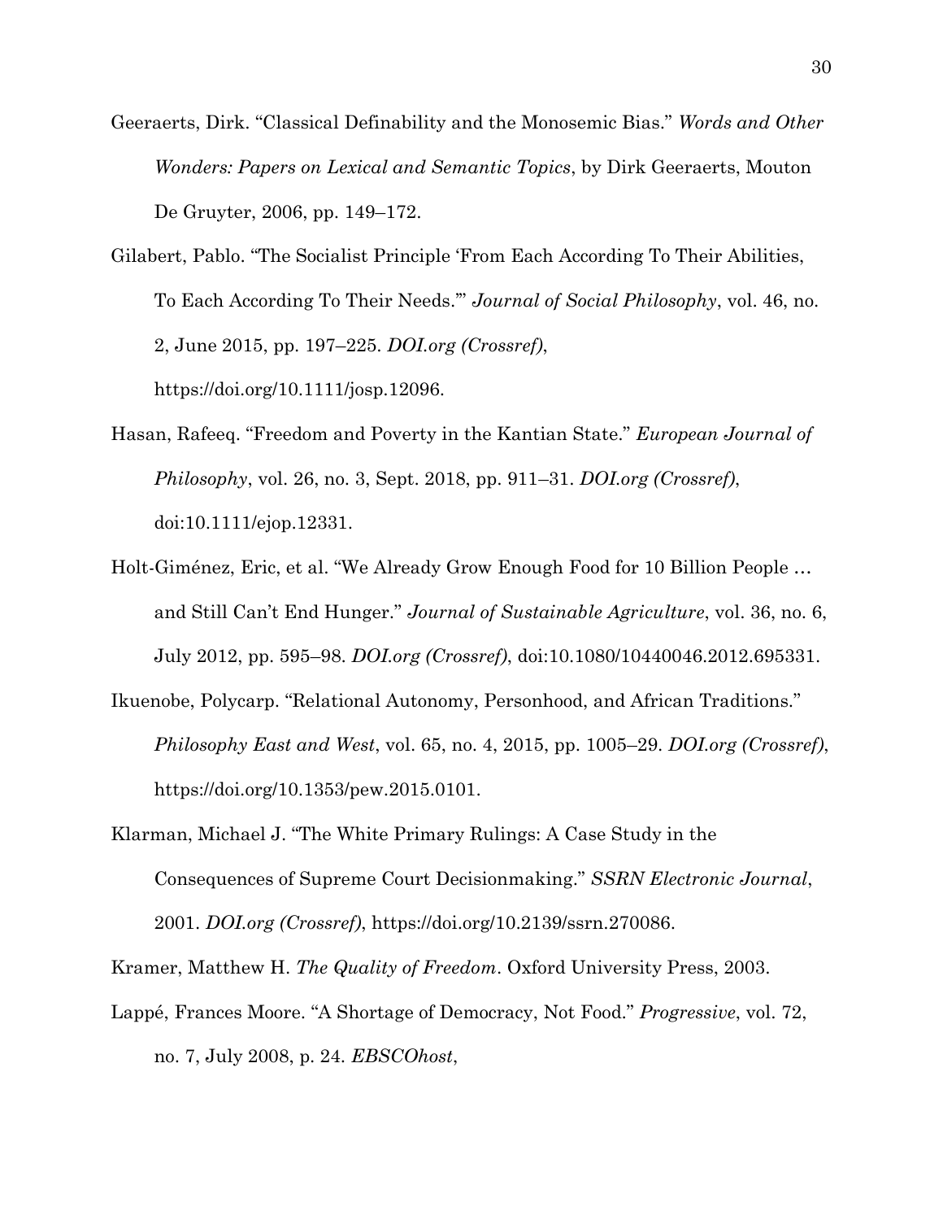Geeraerts, Dirk. "Classical Definability and the Monosemic Bias." *Words and Other Wonders: Papers on Lexical and Semantic Topics*, by Dirk Geeraerts, Mouton De Gruyter, 2006, pp. 149–172.

Gilabert, Pablo. "The Socialist Principle 'From Each According To Their Abilities, To Each According To Their Needs.'" *Journal of Social Philosophy*, vol. 46, no. 2, June 2015, pp. 197–225. *DOI.org (Crossref)*, https://doi.org/10.1111/josp.12096.

Hasan, Rafeeq. "Freedom and Poverty in the Kantian State." *European Journal of Philosophy*, vol. 26, no. 3, Sept. 2018, pp. 911–31. *DOI.org (Crossref)*, doi:10.1111/ejop.12331.

Holt-Giménez, Eric, et al. "We Already Grow Enough Food for 10 Billion People … and Still Can't End Hunger." *Journal of Sustainable Agriculture*, vol. 36, no. 6, July 2012, pp. 595–98. *DOI.org (Crossref)*, doi:10.1080/10440046.2012.695331.

Ikuenobe, Polycarp. "Relational Autonomy, Personhood, and African Traditions." *Philosophy East and West*, vol. 65, no. 4, 2015, pp. 1005–29. *DOI.org (Crossref)*, https://doi.org/10.1353/pew.2015.0101.

Klarman, Michael J. "The White Primary Rulings: A Case Study in the Consequences of Supreme Court Decisionmaking." *SSRN Electronic Journal*, 2001. *DOI.org (Crossref)*, https://doi.org/10.2139/ssrn.270086.

Kramer, Matthew H. *The Quality of Freedom*. Oxford University Press, 2003.

Lappé, Frances Moore. "A Shortage of Democracy, Not Food." *Progressive*, vol. 72, no. 7, July 2008, p. 24. *EBSCOhost*,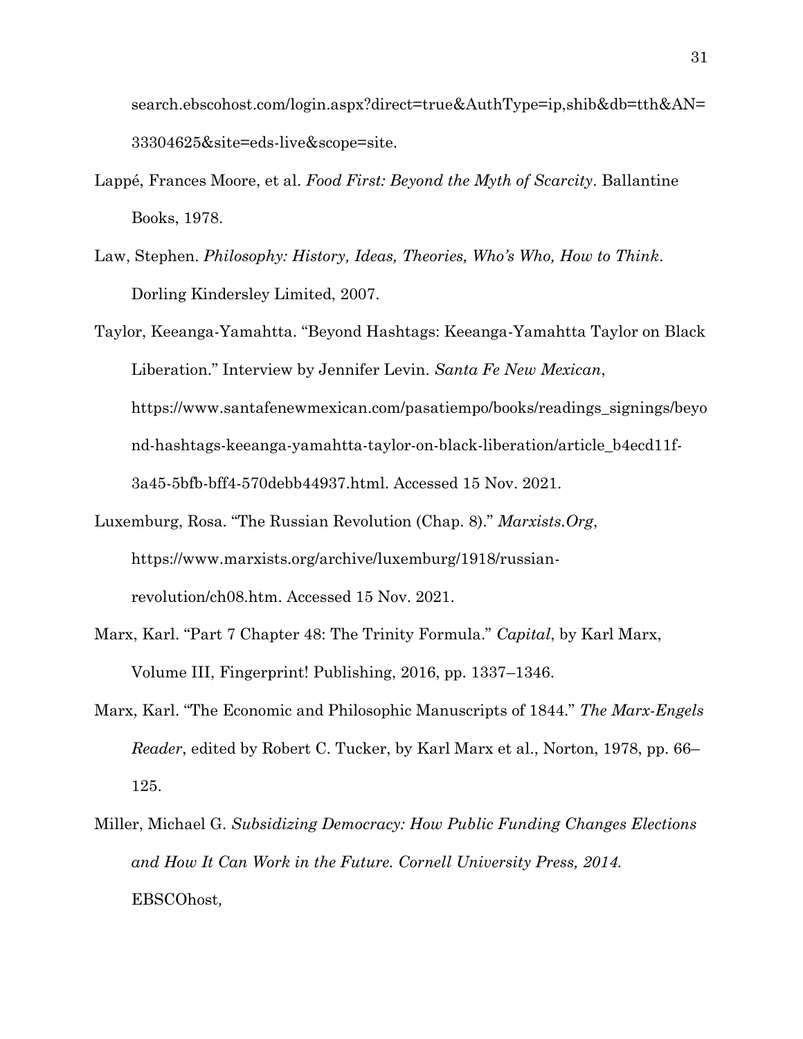search.ebscohost.com/login.aspx?direct=true&AuthType=ip,shib&db=tth&AN=33304625&site=eds-live&scope=site.

Lappé, Frances Moore, et al. *Food First: Beyond the Myth of Scarcity*. Ballantine Books, 1978.

Law, Stephen. *Philosophy: History, Ideas, Theories, Who's Who, How to Think*. Dorling Kindersley Limited, 2007.

Taylor, Keeanga-Yamahtta. "Beyond Hashtags: Keeanga-Yamahtta Taylor on Black Liberation." Interview by Jennifer Levin. *Santa Fe New Mexican*, https://www.santafenewmexican.com/pasatiempo/books/readings_signings/beyond-hashtags-keeanga-yamahtta-taylor-on-black-liberation/article_b4ecd11f-3a45-5bfb-bff4-570debb44937.html. Accessed 15 Nov. 2021.

Luxemburg, Rosa. "The Russian Revolution (Chap. 8)." *Marxists.Org*, https://www.marxists.org/archive/luxemburg/1918/russian-revolution/ch08.htm. Accessed 15 Nov. 2021.

Marx, Karl. "Part 7 Chapter 48: The Trinity Formula." *Capital*, by Karl Marx, Volume III, Fingerprint! Publishing, 2016, pp. 1337–1346.

Marx, Karl. "The Economic and Philosophic Manuscripts of 1844." *The Marx-Engels Reader*, edited by Robert C. Tucker, by Karl Marx et al., Norton, 1978, pp. 66–125.

Miller, Michael G. *Subsidizing Democracy: How Public Funding Changes Elections and How It Can Work in the Future. Cornell University Press, 2014.* EBSCOhost*,*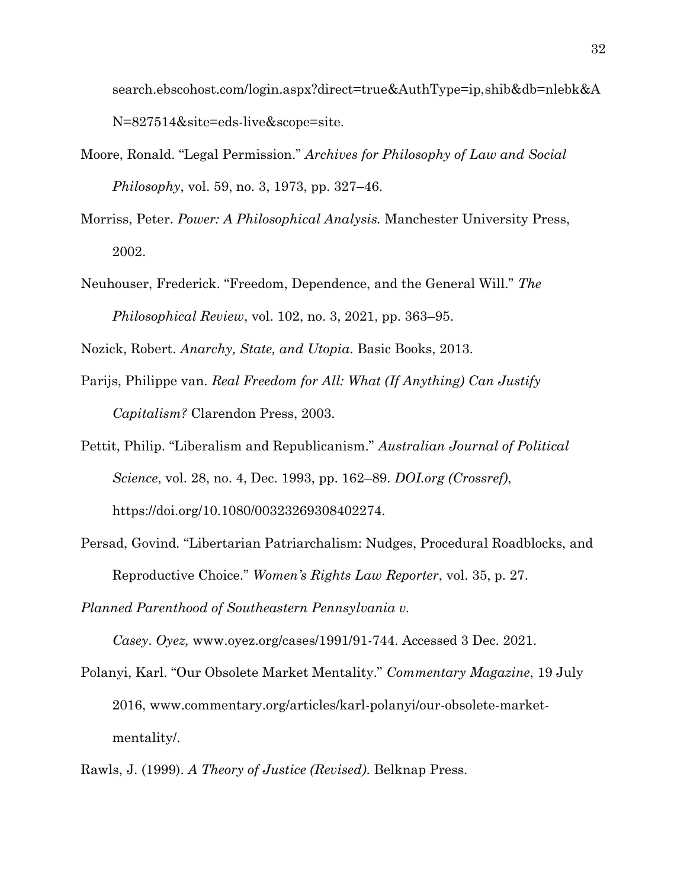search.ebscohost.com/login.aspx?direct=true&AuthType=ip,shib&db=nlebk&AN=827514&site=eds-live&scope=site.

Moore, Ronald. "Legal Permission." *Archives for Philosophy of Law and Social Philosophy*, vol. 59, no. 3, 1973, pp. 327–46.

Morriss, Peter. *Power: A Philosophical Analysis.* Manchester University Press, 2002.

Neuhouser, Frederick. "Freedom, Dependence, and the General Will." *The Philosophical Review*, vol. 102, no. 3, 2021, pp. 363–95.

Nozick, Robert. *Anarchy, State, and Utopia.* Basic Books, 2013.

Parijs, Philippe van. *Real Freedom for All: What (If Anything) Can Justify Capitalism?* Clarendon Press, 2003.

Pettit, Philip. "Liberalism and Republicanism." *Australian Journal of Political Science*, vol. 28, no. 4, Dec. 1993, pp. 162–89. *DOI.org (Crossref)*, https://doi.org/10.1080/00323269308402274.

Persad, Govind. "Libertarian Patriarchalism: Nudges, Procedural Roadblocks, and Reproductive Choice." *Women's Rights Law Reporter*, vol. 35, p. 27.

*Planned Parenthood of Southeastern Pennsylvania v. Casey*. *Oyez,* www.oyez.org/cases/1991/91-744. Accessed 3 Dec. 2021.

Polanyi, Karl. "Our Obsolete Market Mentality." *Commentary Magazine*, 19 July 2016, www.commentary.org/articles/karl-polanyi/our-obsolete-market-mentality/.

Rawls, J. (1999). *A Theory of Justice (Revised).* Belknap Press.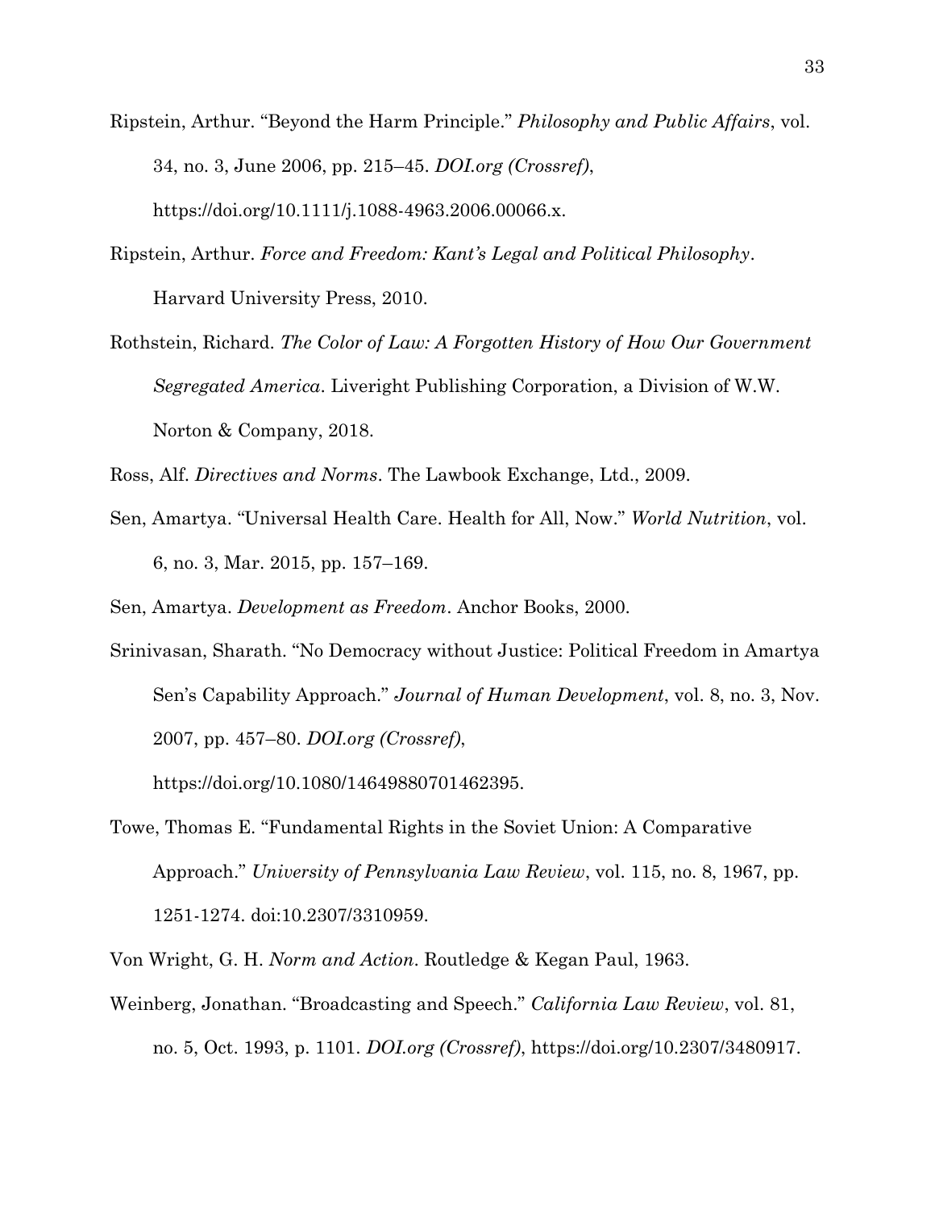Ripstein, Arthur. "Beyond the Harm Principle." *Philosophy and Public Affairs*, vol. 34, no. 3, June 2006, pp. 215–45. *DOI.org (Crossref)*, https://doi.org/10.1111/j.1088-4963.2006.00066.x.

Ripstein, Arthur. *Force and Freedom: Kant's Legal and Political Philosophy*. Harvard University Press, 2010.

Rothstein, Richard. *The Color of Law: A Forgotten History of How Our Government Segregated America*. Liveright Publishing Corporation, a Division of W.W. Norton & Company, 2018.

Ross, Alf. *Directives and Norms*. The Lawbook Exchange, Ltd., 2009.

Sen, Amartya. "Universal Health Care. Health for All, Now." *World Nutrition*, vol. 6, no. 3, Mar. 2015, pp. 157–169.

Sen, Amartya. *Development as Freedom*. Anchor Books, 2000.

Srinivasan, Sharath. "No Democracy without Justice: Political Freedom in Amartya Sen's Capability Approach." *Journal of Human Development*, vol. 8, no. 3, Nov. 2007, pp. 457–80. *DOI.org (Crossref)*, https://doi.org/10.1080/14649880701462395.

Towe, Thomas E. "Fundamental Rights in the Soviet Union: A Comparative Approach." *University of Pennsylvania Law Review*, vol. 115, no. 8, 1967, pp. 1251-1274. doi:10.2307/3310959.

Von Wright, G. H. *Norm and Action*. Routledge & Kegan Paul, 1963.

Weinberg, Jonathan. "Broadcasting and Speech." *California Law Review*, vol. 81, no. 5, Oct. 1993, p. 1101. *DOI.org (Crossref)*, https://doi.org/10.2307/3480917.